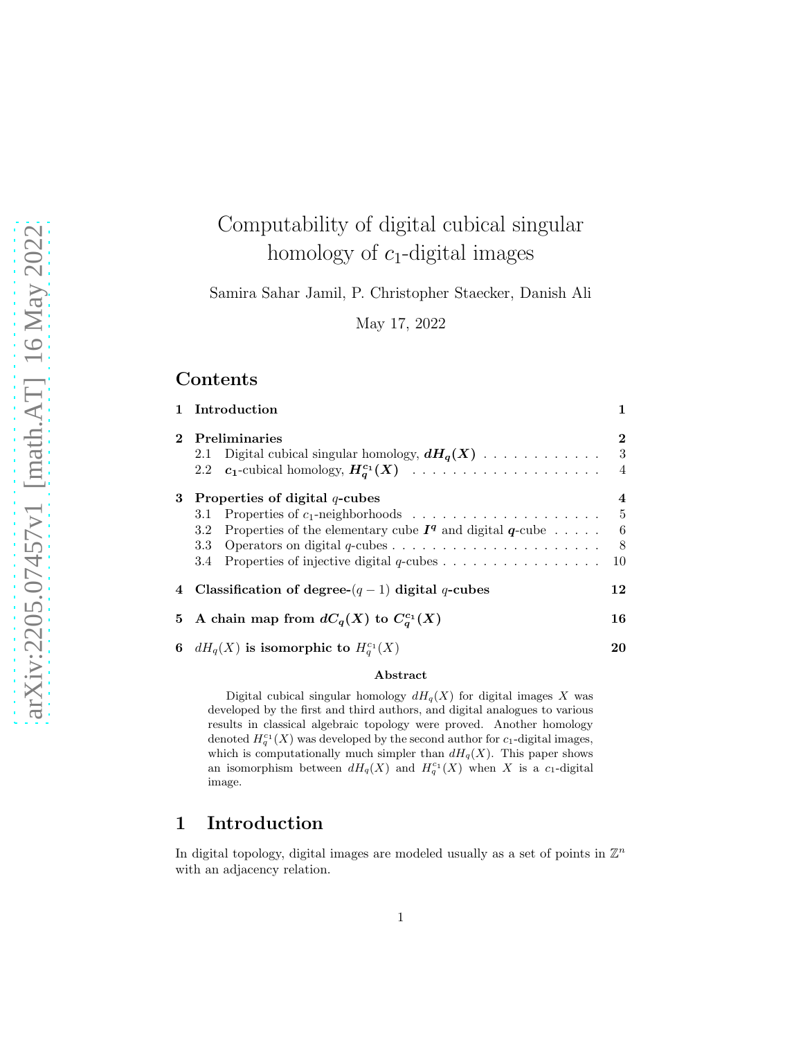# Computability of digital cubical singular homology of $c_1$-digital images

Samira Sahar Jamil, P. Christopher Staecker, Danish Ali

May 17, 2022

## Contents

| | | |
|---|---|---|
| **1** | **Introduction** | **1** |
| **2** | **Preliminaries** | **2** |
| 2.1 | Digital cubical singular homology, $dH_q(X)$ | 3 |
| 2.2 | $c_1$-cubical homology, $H_q^{c_1}(X)$ | 4 |
| **3** | **Properties of digital $q$-cubes** | **4** |
| 3.1 | Properties of $c_1$-neighborhoods | 5 |
| 3.2 | Properties of the elementary cube $I^q$ and digital $q$-cube | 6 |
| 3.3 | Operators on digital $q$-cubes | 8 |
| 3.4 | Properties of injective digital $q$-cubes | 10 |
| **4** | **Classification of degree-$(q-1)$ digital $q$-cubes** | **12** |
| **5** | **A chain map from $dC_q(X)$ to $C_q^{c_1}(X)$** | **16** |
| **6** | **$dH_q(X)$ is isomorphic to $H_q^{c_1}(X)$** | **20** |

### Abstract

Digital cubical singular homology $dH_q(X)$ for digital images $X$ was developed by the first and third authors, and digital analogues to various results in classical algebraic topology were proved. Another homology denoted $H_q^{c_1}(X)$ was developed by the second author for $c_1$-digital images, which is computationally much simpler than $dH_q(X)$. This paper shows an isomorphism between $dH_q(X)$ and $H_q^{c_1}(X)$ when $X$ is a $c_1$-digital image.

## 1 Introduction

In digital topology, digital images are modeled usually as a set of points in $\mathbb{Z}^n$ with an adjacency relation.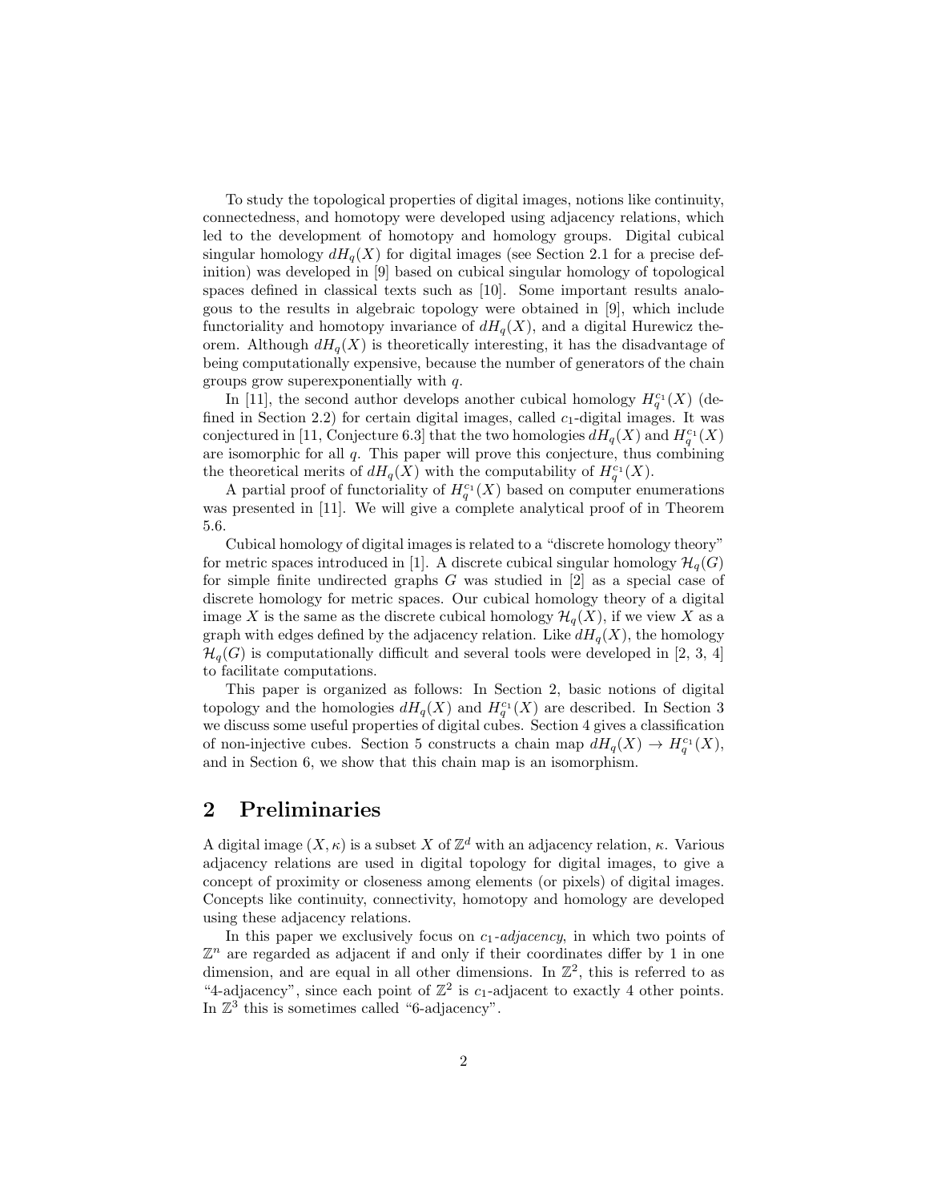To study the topological properties of digital images, notions like continuity, connectedness, and homotopy were developed using adjacency relations, which led to the development of homotopy and homology groups. Digital cubical singular homology $dH_q(X)$ for digital images (see Section 2.1 for a precise definition) was developed in [9] based on cubical singular homology of topological spaces defined in classical texts such as [10]. Some important results analogous to the results in algebraic topology were obtained in [9], which include functoriality and homotopy invariance of $dH_q(X)$, and a digital Hurewicz theorem. Although $dH_q(X)$ is theoretically interesting, it has the disadvantage of being computationally expensive, because the number of generators of the chain groups grow superexponentially with $q$.

In [11], the second author develops another cubical homology $H_q^{c_1}(X)$ (defined in Section 2.2) for certain digital images, called $c_1$-digital images. It was conjectured in [11, Conjecture 6.3] that the two homologies $dH_q(X)$ and $H_q^{c_1}(X)$ are isomorphic for all $q$. This paper will prove this conjecture, thus combining the theoretical merits of $dH_q(X)$ with the computability of $H_q^{c_1}(X)$.

A partial proof of functoriality of $H_q^{c_1}(X)$ based on computer enumerations was presented in [11]. We will give a complete analytical proof of in Theorem 5.6.

Cubical homology of digital images is related to a "discrete homology theory" for metric spaces introduced in [1]. A discrete cubical singular homology $\mathcal{H}_q(G)$ for simple finite undirected graphs $G$ was studied in [2] as a special case of discrete homology for metric spaces. Our cubical homology theory of a digital image $X$ is the same as the discrete cubical homology $\mathcal{H}_q(X)$, if we view $X$ as a graph with edges defined by the adjacency relation. Like $dH_q(X)$, the homology $\mathcal{H}_q(G)$ is computationally difficult and several tools were developed in [2, 3, 4] to facilitate computations.

This paper is organized as follows: In Section 2, basic notions of digital topology and the homologies $dH_q(X)$ and $H_q^{c_1}(X)$ are described. In Section 3 we discuss some useful properties of digital cubes. Section 4 gives a classification of non-injective cubes. Section 5 constructs a chain map $dH_q(X) \to H_q^{c_1}(X)$, and in Section 6, we show that this chain map is an isomorphism.

## 2 Preliminaries

A digital image $(X, \kappa)$ is a subset $X$ of $\mathbb{Z}^d$ with an adjacency relation, $\kappa$. Various adjacency relations are used in digital topology for digital images, to give a concept of proximity or closeness among elements (or pixels) of digital images. Concepts like continuity, connectivity, homotopy and homology are developed using these adjacency relations.

In this paper we exclusively focus on $c_1$-*adjacency*, in which two points of $\mathbb{Z}^n$ are regarded as adjacent if and only if their coordinates differ by 1 in one dimension, and are equal in all other dimensions. In $\mathbb{Z}^2$, this is referred to as "4-adjacency", since each point of $\mathbb{Z}^2$ is $c_1$-adjacent to exactly 4 other points. In $\mathbb{Z}^3$ this is sometimes called "6-adjacency".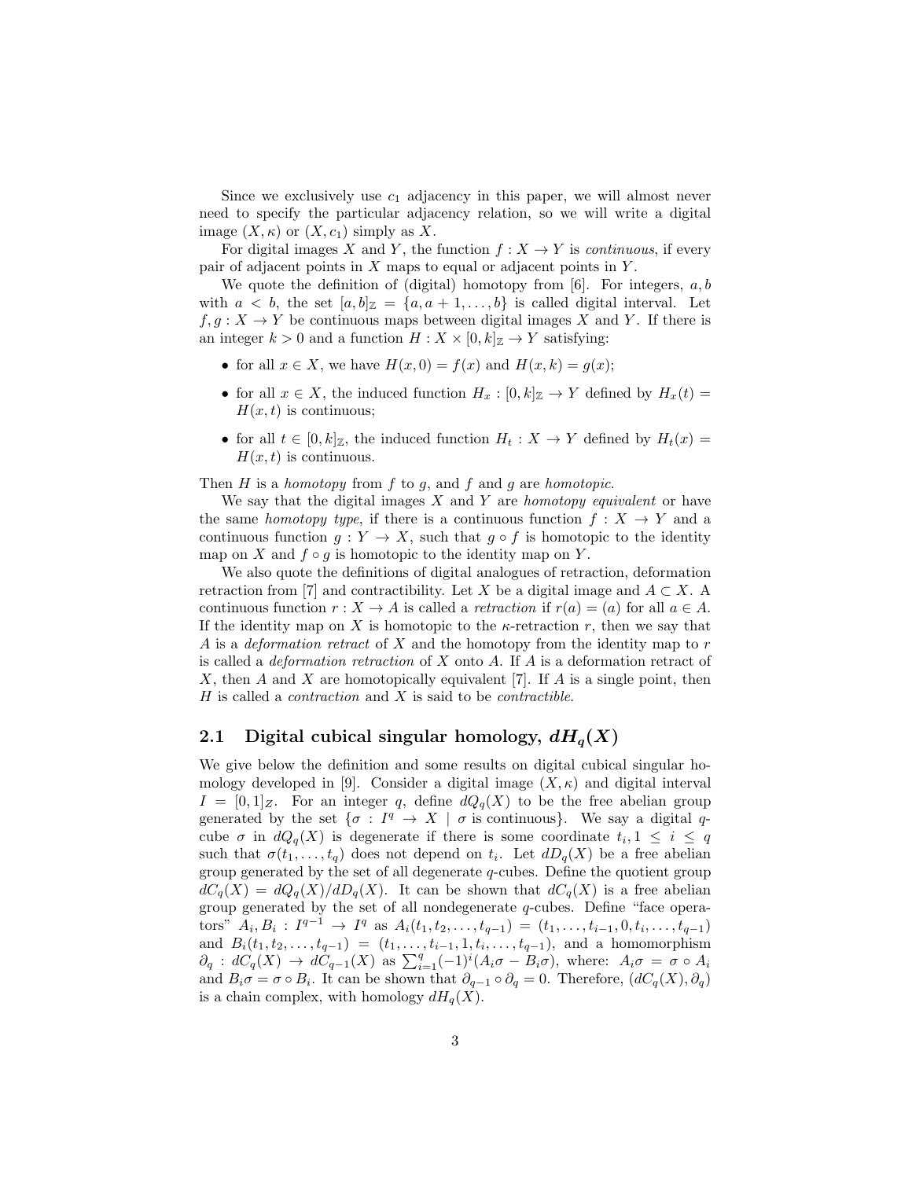Since we exclusively use $c_1$ adjacency in this paper, we will almost never need to specify the particular adjacency relation, so we will write a digital image $(X, \kappa)$ or $(X, c_1)$ simply as $X$.

For digital images $X$ and $Y$, the function $f : X \to Y$ is *continuous*, if every pair of adjacent points in $X$ maps to equal or adjacent points in $Y$.

We quote the definition of (digital) homotopy from [6]. For integers, $a, b$ with $a < b$, the set $[a, b]_{\mathbb{Z}} = \{a, a+1, \ldots, b\}$ is called digital interval. Let $f, g : X \to Y$ be continuous maps between digital images $X$ and $Y$. If there is an integer $k > 0$ and a function $H : X \times [0, k]_{\mathbb{Z}} \to Y$ satisfying:

- for all $x \in X$, we have $H(x, 0) = f(x)$ and $H(x, k) = g(x)$;
- for all $x \in X$, the induced function $H_x : [0, k]_{\mathbb{Z}} \to Y$ defined by $H_x(t) = H(x, t)$ is continuous;
- for all $t \in [0, k]_{\mathbb{Z}}$, the induced function $H_t : X \to Y$ defined by $H_t(x) = H(x, t)$ is continuous.

Then $H$ is a *homotopy* from $f$ to $g$, and $f$ and $g$ are *homotopic*.

We say that the digital images $X$ and $Y$ are *homotopy equivalent* or have the same *homotopy type*, if there is a continuous function $f : X \to Y$ and a continuous function $g : Y \to X$, such that $g \circ f$ is homotopic to the identity map on $X$ and $f \circ g$ is homotopic to the identity map on $Y$.

We also quote the definitions of digital analogues of retraction, deformation retraction from [7] and contractibility. Let $X$ be a digital image and $A \subset X$. A continuous function $r : X \to A$ is called a *retraction* if $r(a) = (a)$ for all $a \in A$. If the identity map on $X$ is homotopic to the $\kappa$-retraction $r$, then we say that $A$ is a *deformation retract* of $X$ and the homotopy from the identity map to $r$ is called a *deformation retraction* of $X$ onto $A$. If $A$ is a deformation retract of $X$, then $A$ and $X$ are homotopically equivalent [7]. If $A$ is a single point, then $H$ is called a *contraction* and $X$ is said to be *contractible*.

## 2.1 Digital cubical singular homology, $dH_q(X)$

We give below the definition and some results on digital cubical singular homology developed in [9]. Consider a digital image $(X, \kappa)$ and digital interval $I = [0, 1]_Z$. For an integer $q$, define $dQ_q(X)$ to be the free abelian group generated by the set $\{\sigma : I^q \to X \mid \sigma \text{ is continuous}\}$. We say a digital $q$-cube $\sigma$ in $dQ_q(X)$ is degenerate if there is some coordinate $t_i, 1 \leq i \leq q$ such that $\sigma(t_1, \ldots, t_q)$ does not depend on $t_i$. Let $dD_q(X)$ be a free abelian group generated by the set of all degenerate $q$-cubes. Define the quotient group $dC_q(X) = dQ_q(X)/dD_q(X)$. It can be shown that $dC_q(X)$ is a free abelian group generated by the set of all nondegenerate $q$-cubes. Define "face operators" $A_i, B_i : I^{q-1} \to I^q$ as $A_i(t_1, t_2, \ldots, t_{q-1}) = (t_1, \ldots, t_{i-1}, 0, t_i, \ldots, t_{q-1})$ and $B_i(t_1, t_2, \ldots, t_{q-1}) = (t_1, \ldots, t_{i-1}, 1, t_i, \ldots, t_{q-1})$, and a homomorphism $\partial_q : dC_q(X) \to dC_{q-1}(X)$ as $\sum_{i=1}^{q}(-1)^i(A_i\sigma - B_i\sigma)$, where: $A_i\sigma = \sigma \circ A_i$ and $B_i\sigma = \sigma \circ B_i$. It can be shown that $\partial_{q-1} \circ \partial_q = 0$. Therefore, $(dC_q(X), \partial_q)$ is a chain complex, with homology $dH_q(X)$.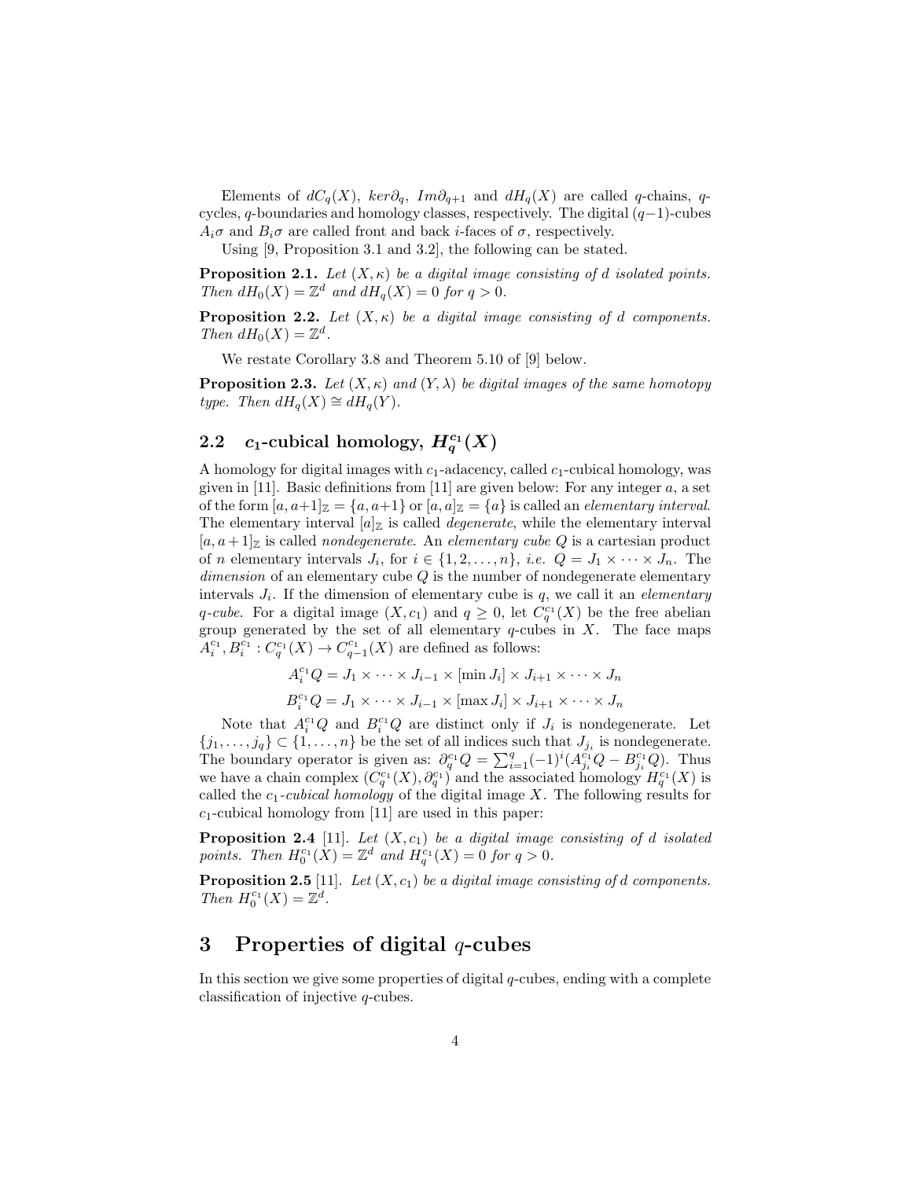Elements of $dC_q(X)$, $ker\partial_q$, $Im\partial_{q+1}$ and $dH_q(X)$ are called $q$-chains, $q$-cycles, $q$-boundaries and homology classes, respectively. The digital $(q-1)$-cubes $A_i\sigma$ and $B_i\sigma$ are called front and back $i$-faces of $\sigma$, respectively.

Using [9, Proposition 3.1 and 3.2], the following can be stated.

**Proposition 2.1.** *Let $(X, \kappa)$ be a digital image consisting of $d$ isolated points. Then $dH_0(X) = \mathbb{Z}^d$ and $dH_q(X) = 0$ for $q > 0$.*

**Proposition 2.2.** *Let $(X, \kappa)$ be a digital image consisting of $d$ components. Then $dH_0(X) = \mathbb{Z}^d$.*

We restate Corollary 3.8 and Theorem 5.10 of [9] below.

**Proposition 2.3.** *Let $(X, \kappa)$ and $(Y, \lambda)$ be digital images of the same homotopy type. Then $dH_q(X) \cong dH_q(Y)$.*

## 2.2 $c_1$-cubical homology, $H_q^{c_1}(X)$

A homology for digital images with $c_1$-adacency, called $c_1$-cubical homology, was given in [11]. Basic definitions from [11] are given below: For any integer $a$, a set of the form $[a, a+1]_{\mathbb{Z}} = \{a, a+1\}$ or $[a, a]_{\mathbb{Z}} = \{a\}$ is called an *elementary interval*. The elementary interval $[a]_{\mathbb{Z}}$ is called *degenerate*, while the elementary interval $[a, a+1]_{\mathbb{Z}}$ is called *nondegenerate*. An *elementary cube* $Q$ is a cartesian product of $n$ elementary intervals $J_i$, for $i \in \{1, 2, \ldots, n\}$, *i.e.* $Q = J_1 \times \cdots \times J_n$. The *dimension* of an elementary cube $Q$ is the number of nondegenerate elementary intervals $J_i$. If the dimension of elementary cube is $q$, we call it an *elementary $q$-cube*. For a digital image $(X, c_1)$ and $q \geq 0$, let $C_q^{c_1}(X)$ be the free abelian group generated by the set of all elementary $q$-cubes in $X$. The face maps $A_i^{c_1}, B_i^{c_1} : C_q^{c_1}(X) \to C_{q-1}^{c_1}(X)$ are defined as follows:

$$A_i^{c_1}Q = J_1 \times \cdots \times J_{i-1} \times [\min J_i] \times J_{i+1} \times \cdots \times J_n$$

$$B_i^{c_1}Q = J_1 \times \cdots \times J_{i-1} \times [\max J_i] \times J_{i+1} \times \cdots \times J_n$$

Note that $A_i^{c_1}Q$ and $B_i^{c_1}Q$ are distinct only if $J_i$ is nondegenerate. Let $\{j_1, \ldots, j_q\} \subset \{1, \ldots, n\}$ be the set of all indices such that $J_{j_i}$ is nondegenerate. The boundary operator is given as: $\partial_q^{c_1}Q = \sum_{i=1}^{q}(-1)^i(A_{j_i}^{c_1}Q - B_{j_i}^{c_1}Q)$. Thus we have a chain complex $(C_q^{c_1}(X), \partial_q^{c_1})$ and the associated homology $H_q^{c_1}(X)$ is called the *$c_1$-cubical homology* of the digital image $X$. The following results for $c_1$-cubical homology from [11] are used in this paper:

**Proposition 2.4** [11]. *Let $(X, c_1)$ be a digital image consisting of $d$ isolated points. Then $H_0^{c_1}(X) = \mathbb{Z}^d$ and $H_q^{c_1}(X) = 0$ for $q > 0$.*

**Proposition 2.5** [11]. *Let $(X, c_1)$ be a digital image consisting of $d$ components. Then $H_0^{c_1}(X) = \mathbb{Z}^d$.*

# 3 Properties of digital $q$-cubes

In this section we give some properties of digital $q$-cubes, ending with a complete classification of injective $q$-cubes.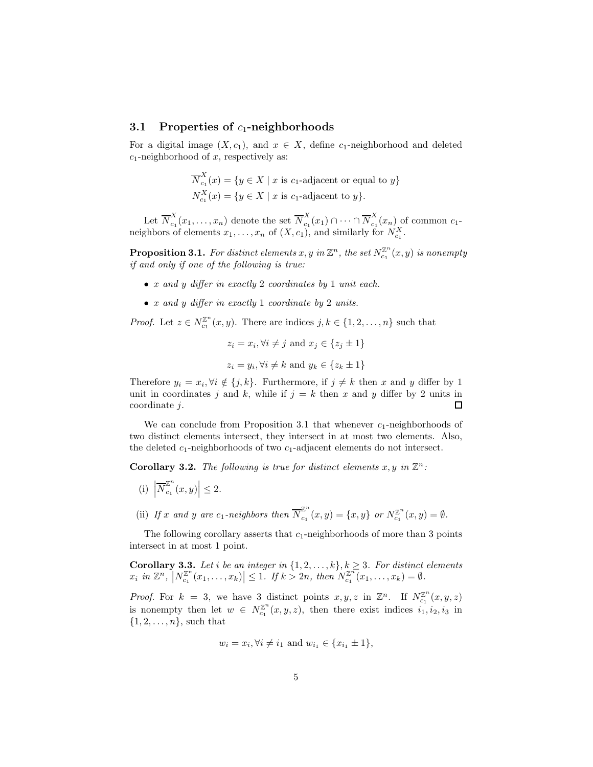### 3.1 Properties of $c_1$-neighborhoods

For a digital image $(X, c_1)$, and $x \in X$, define $c_1$-neighborhood and deleted $c_1$-neighborhood of $x$, respectively as:

$$\overline{N}^X_{c_1}(x) = \{y \in X \mid x \text{ is } c_1\text{-adjacent or equal to } y\}$$
$$N^X_{c_1}(x) = \{y \in X \mid x \text{ is } c_1\text{-adjacent to } y\}.$$

Let $\overline{N}^X_{c_1}(x_1, \ldots, x_n)$ denote the set $\overline{N}^X_{c_1}(x_1) \cap \cdots \cap \overline{N}^X_{c_1}(x_n)$ of common $c_1$-neighbors of elements $x_1, \ldots, x_n$ of $(X, c_1)$, and similarly for $N^X_{c_1}$.

**Proposition 3.1.** *For distinct elements $x, y$ in $\mathbb{Z}^n$, the set $N^{\mathbb{Z}^n}_{c_1}(x, y)$ is nonempty if and only if one of the following is true:*

- *$x$ and $y$ differ in exactly 2 coordinates by 1 unit each.*
- *$x$ and $y$ differ in exactly 1 coordinate by 2 units.*

*Proof.* Let $z \in N^{\mathbb{Z}^n}_{c_1}(x, y)$. There are indices $j, k \in \{1, 2, \ldots, n\}$ such that

$$z_i = x_i, \forall i \neq j \text{ and } x_j \in \{z_j \pm 1\}$$

$$z_i = y_i, \forall i \neq k \text{ and } y_k \in \{z_k \pm 1\}$$

Therefore $y_i = x_i, \forall i \notin \{j, k\}$. Furthermore, if $j \neq k$ then $x$ and $y$ differ by 1 unit in coordinates $j$ and $k$, while if $j = k$ then $x$ and $y$ differ by 2 units in coordinate $j$. □

We can conclude from Proposition 3.1 that whenever $c_1$-neighborhoods of two distinct elements intersect, they intersect in at most two elements. Also, the deleted $c_1$-neighborhoods of two $c_1$-adjacent elements do not intersect.

**Corollary 3.2.** *The following is true for distinct elements $x, y$ in $\mathbb{Z}^n$:*

(i) $\left|\overline{N}^{\mathbb{Z}^n}_{c_1}(x, y)\right| \leq 2$.

(ii) *If $x$ and $y$ are $c_1$-neighbors then $\overline{N}^{\mathbb{Z}^n}_{c_1}(x, y) = \{x, y\}$ or $N^{\mathbb{Z}^n}_{c_1}(x, y) = \emptyset$.*

The following corollary asserts that $c_1$-neighborhoods of more than 3 points intersect in at most 1 point.

**Corollary 3.3.** *Let $i$ be an integer in $\{1, 2, \ldots, k\}, k \geq 3$. For distinct elements $x_i$ in $\mathbb{Z}^n$, $\left|N^{\mathbb{Z}^n}_{c_1}(x_1, \ldots, x_k)\right| \leq 1$. If $k > 2n$, then $N^{\mathbb{Z}^n}_{c_1}(x_1, \ldots, x_k) = \emptyset$.*

*Proof.* For $k = 3$, we have 3 distinct points $x, y, z$ in $\mathbb{Z}^n$. If $N^{\mathbb{Z}^n}_{c_1}(x, y, z)$ is nonempty then let $w \in N^{\mathbb{Z}^n}_{c_1}(x, y, z)$, then there exist indices $i_1, i_2, i_3$ in $\{1, 2, \ldots, n\}$, such that

$$w_i = x_i, \forall i \neq i_1 \text{ and } w_{i_1} \in \{x_{i_1} \pm 1\},$$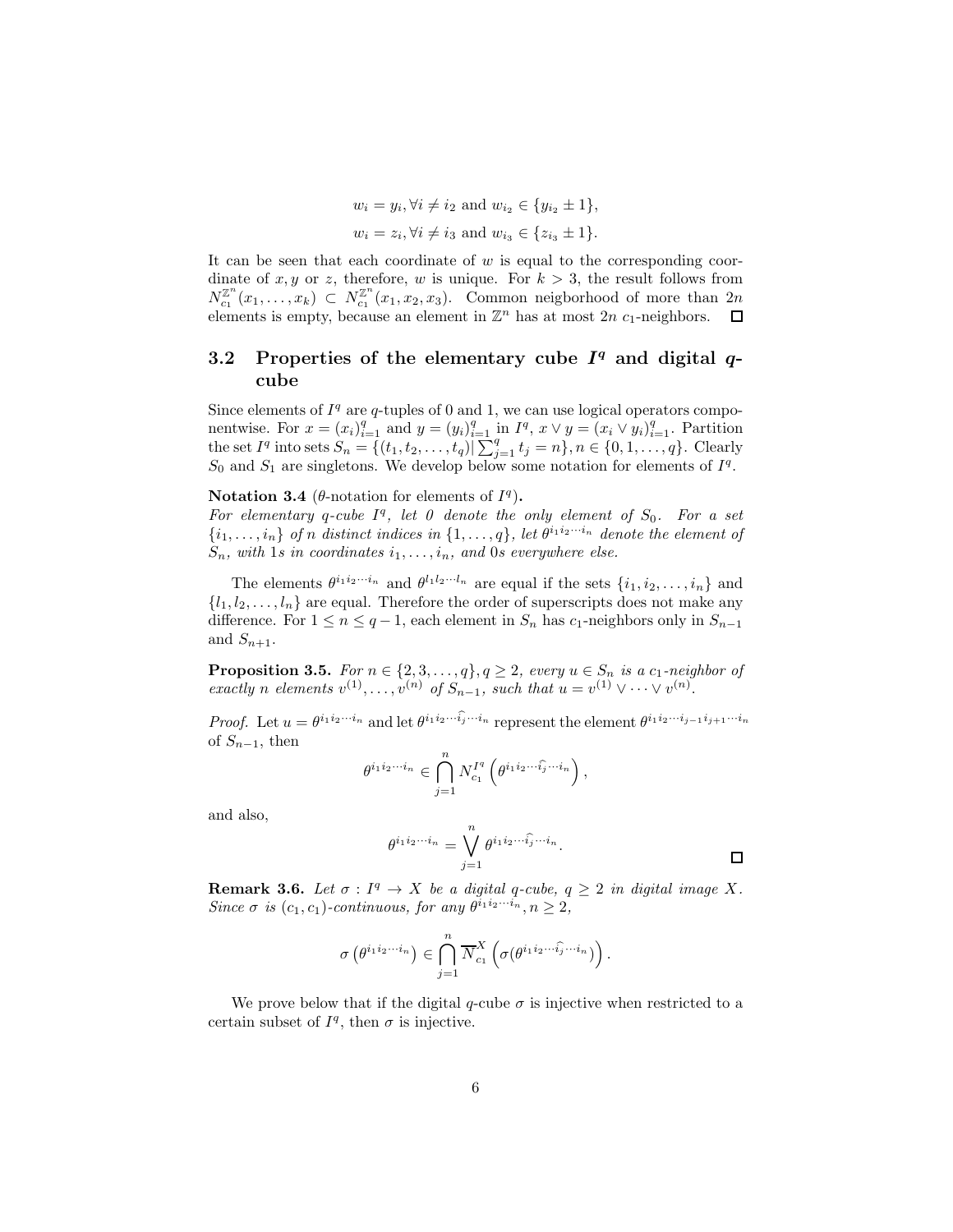$$w_i = y_i, \forall i \neq i_2 \text{ and } w_{i_2} \in \{y_{i_2} \pm 1\},$$

$$w_i = z_i, \forall i \neq i_3 \text{ and } w_{i_3} \in \{z_{i_3} \pm 1\}.$$

It can be seen that each coordinate of $w$ is equal to the corresponding coordinate of $x, y$ or $z$, therefore, $w$ is unique. For $k > 3$, the result follows from $N_{c_1}^{\mathbb{Z}^n}(x_1, \ldots, x_k) \subset N_{c_1}^{\mathbb{Z}^n}(x_1, x_2, x_3)$. Common neigborhood of more than $2n$ elements is empty, because an element in $\mathbb{Z}^n$ has at most $2n$ $c_1$-neighbors. □

## 3.2 Properties of the elementary cube $I^q$ and digital $q$-cube

Since elements of $I^q$ are $q$-tuples of 0 and 1, we can use logical operators componentwise. For $x = (x_i)_{i=1}^q$ and $y = (y_i)_{i=1}^q$ in $I^q$, $x \vee y = (x_i \vee y_i)_{i=1}^q$. Partition the set $I^q$ into sets $S_n = \{(t_1, t_2, \ldots, t_q) | \sum_{j=1}^q t_j = n\}, n \in \{0, 1, \ldots, q\}$. Clearly $S_0$ and $S_1$ are singletons. We develop below some notation for elements of $I^q$.

**Notation 3.4** ($\theta$-notation for elements of $I^q$). *For elementary $q$-cube $I^q$, let 0 denote the only element of $S_0$. For a set $\{i_1, \ldots, i_n\}$ of $n$ distinct indices in $\{1, \ldots, q\}$, let $\theta^{i_1 i_2 \cdots i_n}$ denote the element of $S_n$, with 1s in coordinates $i_1, \ldots, i_n$, and 0s everywhere else.*

The elements $\theta^{i_1 i_2 \cdots i_n}$ and $\theta^{l_1 l_2 \cdots l_n}$ are equal if the sets $\{i_1, i_2, \ldots, i_n\}$ and $\{l_1, l_2, \ldots, l_n\}$ are equal. Therefore the order of superscripts does not make any difference. For $1 \leq n \leq q-1$, each element in $S_n$ has $c_1$-neighbors only in $S_{n-1}$ and $S_{n+1}$.

**Proposition 3.5.** *For $n \in \{2, 3, \ldots, q\}, q \geq 2$, every $u \in S_n$ is a $c_1$-neighbor of exactly $n$ elements $v^{(1)}, \ldots, v^{(n)}$ of $S_{n-1}$, such that $u = v^{(1)} \vee \cdots \vee v^{(n)}$.*

*Proof.* Let $u = \theta^{i_1 i_2 \cdots i_n}$ and let $\theta^{i_1 i_2 \cdots \widehat{i_j} \cdots i_n}$ represent the element $\theta^{i_1 i_2 \cdots i_{j-1} i_{j+1} \cdots i_n}$ of $S_{n-1}$, then

$$\theta^{i_1 i_2 \cdots i_n} \in \bigcap_{j=1}^{n} N_{c_1}^{I^q}\left(\theta^{i_1 i_2 \cdots \widehat{i_j} \cdots i_n}\right),$$

and also,

$$\theta^{i_1 i_2 \cdots i_n} = \bigvee_{j=1}^{n} \theta^{i_1 i_2 \cdots \widehat{i_j} \cdots i_n}.$$

□

**Remark 3.6.** *Let $\sigma : I^q \to X$ be a digital $q$-cube, $q \geq 2$ in digital image $X$. Since $\sigma$ is $(c_1, c_1)$-continuous, for any $\theta^{i_1 i_2 \cdots i_n}, n \geq 2$,*

$$\sigma\left(\theta^{i_1 i_2 \cdots i_n}\right) \in \bigcap_{j=1}^{n} \overline{N}_{c_1}^{X}\left(\sigma(\theta^{i_1 i_2 \cdots \widehat{i_j} \cdots i_n})\right).$$

We prove below that if the digital $q$-cube $\sigma$ is injective when restricted to a certain subset of $I^q$, then $\sigma$ is injective.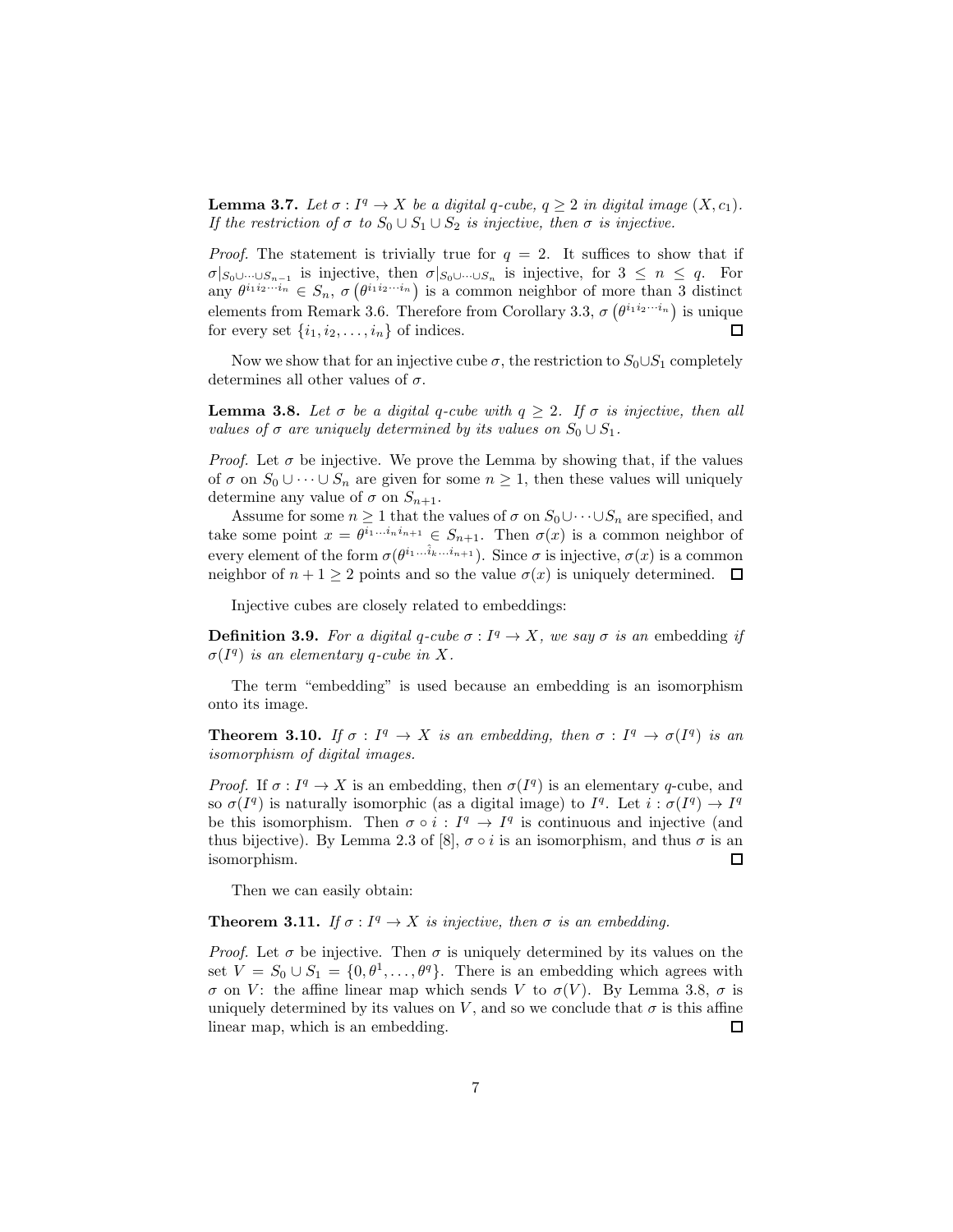**Lemma 3.7.** *Let $\sigma : I^q \to X$ be a digital $q$-cube, $q \geq 2$ in digital image $(X, c_1)$. If the restriction of $\sigma$ to $S_0 \cup S_1 \cup S_2$ is injective, then $\sigma$ is injective.*

*Proof.* The statement is trivially true for $q = 2$. It suffices to show that if $\sigma|_{S_0 \cup \cdots \cup S_{n-1}}$ is injective, then $\sigma|_{S_0 \cup \cdots \cup S_n}$ is injective, for $3 \leq n \leq q$. For any $\theta^{i_1 i_2 \cdots i_n} \in S_n$, $\sigma\left(\theta^{i_1 i_2 \cdots i_n}\right)$ is a common neighbor of more than 3 distinct elements from Remark 3.6. Therefore from Corollary 3.3, $\sigma\left(\theta^{i_1 i_2 \cdots i_n}\right)$ is unique for every set $\{i_1, i_2, \ldots, i_n\}$ of indices. ◻

Now we show that for an injective cube $\sigma$, the restriction to $S_0 \cup S_1$ completely determines all other values of $\sigma$.

**Lemma 3.8.** *Let $\sigma$ be a digital $q$-cube with $q \geq 2$. If $\sigma$ is injective, then all values of $\sigma$ are uniquely determined by its values on $S_0 \cup S_1$.*

*Proof.* Let $\sigma$ be injective. We prove the Lemma by showing that, if the values of $\sigma$ on $S_0 \cup \cdots \cup S_n$ are given for some $n \geq 1$, then these values will uniquely determine any value of $\sigma$ on $S_{n+1}$.

Assume for some $n \geq 1$ that the values of $\sigma$ on $S_0 \cup \cdots \cup S_n$ are specified, and take some point $x = \theta^{i_1 \ldots i_n i_{n+1}} \in S_{n+1}$. Then $\sigma(x)$ is a common neighbor of every element of the form $\sigma(\theta^{i_1 \ldots \hat{i}_k \ldots i_{n+1}})$. Since $\sigma$ is injective, $\sigma(x)$ is a common neighbor of $n + 1 \geq 2$ points and so the value $\sigma(x)$ is uniquely determined. ◻

Injective cubes are closely related to embeddings:

**Definition 3.9.** *For a digital $q$-cube $\sigma : I^q \to X$, we say $\sigma$ is an* embedding *if $\sigma(I^q)$ is an elementary $q$-cube in $X$.*

The term "embedding" is used because an embedding is an isomorphism onto its image.

**Theorem 3.10.** *If $\sigma : I^q \to X$ is an embedding, then $\sigma : I^q \to \sigma(I^q)$ is an isomorphism of digital images.*

*Proof.* If $\sigma : I^q \to X$ is an embedding, then $\sigma(I^q)$ is an elementary $q$-cube, and so $\sigma(I^q)$ is naturally isomorphic (as a digital image) to $I^q$. Let $i : \sigma(I^q) \to I^q$ be this isomorphism. Then $\sigma \circ i : I^q \to I^q$ is continuous and injective (and thus bijective). By Lemma 2.3 of [8], $\sigma \circ i$ is an isomorphism, and thus $\sigma$ is an isomorphism. ◻

Then we can easily obtain:

**Theorem 3.11.** *If $\sigma : I^q \to X$ is injective, then $\sigma$ is an embedding.*

*Proof.* Let $\sigma$ be injective. Then $\sigma$ is uniquely determined by its values on the set $V = S_0 \cup S_1 = \{0, \theta^1, \ldots, \theta^q\}$. There is an embedding which agrees with $\sigma$ on $V$: the affine linear map which sends $V$ to $\sigma(V)$. By Lemma 3.8, $\sigma$ is uniquely determined by its values on $V$, and so we conclude that $\sigma$ is this affine linear map, which is an embedding. ◻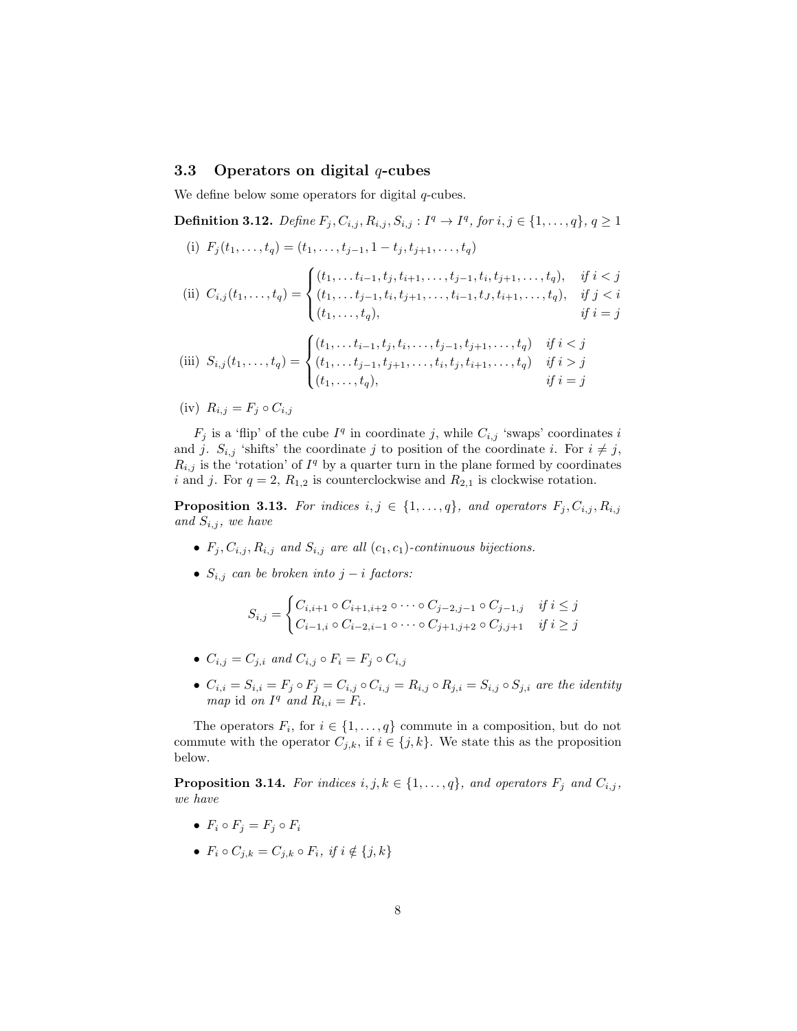### 3.3 Operators on digital $q$-cubes

We define below some operators for digital $q$-cubes.

**Definition 3.12.** *Define $F_j, C_{i,j}, R_{i,j}, S_{i,j} : I^q \to I^q$, for $i, j \in \{1, \ldots, q\}$, $q \geq 1$*

(i) $F_j(t_1, \ldots, t_q) = (t_1, \ldots, t_{j-1}, 1 - t_j, t_{j+1}, \ldots, t_q)$

(ii) $$C_{i,j}(t_1, \ldots, t_q) = \begin{cases} (t_1, \ldots t_{i-1}, t_j, t_{i+1}, \ldots, t_{j-1}, t_i, t_{j+1}, \ldots, t_q), & \text{if } i < j \\ (t_1, \ldots t_{j-1}, t_i, t_{j+1}, \ldots, t_{i-1}, t_J, t_{i+1}, \ldots, t_q), & \text{if } j < i \\ (t_1, \ldots, t_q), & \text{if } i = j \end{cases}$$

(iii) $$S_{i,j}(t_1, \ldots, t_q) = \begin{cases} (t_1, \ldots t_{i-1}, t_j, t_i, \ldots, t_{j-1}, t_{j+1}, \ldots, t_q) & \text{if } i < j \\ (t_1, \ldots t_{j-1}, t_{j+1}, \ldots, t_i, t_j, t_{i+1}, \ldots, t_q) & \text{if } i > j \\ (t_1, \ldots, t_q), & \text{if } i = j \end{cases}$$

(iv) $R_{i,j} = F_j \circ C_{i,j}$

$F_j$ is a 'flip' of the cube $I^q$ in coordinate $j$, while $C_{i,j}$ 'swaps' coordinates $i$ and $j$. $S_{i,j}$ 'shifts' the coordinate $j$ to position of the coordinate $i$. For $i \neq j$, $R_{i,j}$ is the 'rotation' of $I^q$ by a quarter turn in the plane formed by coordinates $i$ and $j$. For $q = 2$, $R_{1,2}$ is counterclockwise and $R_{2,1}$ is clockwise rotation.

**Proposition 3.13.** *For indices $i, j \in \{1, \ldots, q\}$, and operators $F_j, C_{i,j}, R_{i,j}$ and $S_{i,j}$, we have*

- *$F_j, C_{i,j}, R_{i,j}$ and $S_{i,j}$ are all $(c_1, c_1)$-continuous bijections.*
- *$S_{i,j}$ can be broken into $j - i$ factors:*

$$S_{i,j} = \begin{cases} C_{i,i+1} \circ C_{i+1,i+2} \circ \cdots \circ C_{j-2,j-1} \circ C_{j-1,j} & \text{if } i \leq j \\ C_{i-1,i} \circ C_{i-2,i-1} \circ \cdots \circ C_{j+1,j+2} \circ C_{j,j+1} & \text{if } i \geq j \end{cases}$$

- *$C_{i,j} = C_{j,i}$ and $C_{i,j} \circ F_i = F_j \circ C_{i,j}$*
- *$C_{i,i} = S_{i,i} = F_j \circ F_j = C_{i,j} \circ C_{i,j} = R_{i,j} \circ R_{j,i} = S_{i,j} \circ S_{j,i}$ are the identity map* id *on $I^q$ and $R_{i,i} = F_i$.*

The operators $F_i$, for $i \in \{1, \ldots, q\}$ commute in a composition, but do not commute with the operator $C_{j,k}$, if $i \in \{j, k\}$. We state this as the proposition below.

**Proposition 3.14.** *For indices $i, j, k \in \{1, \ldots, q\}$, and operators $F_j$ and $C_{i,j}$, we have*

- *$F_i \circ F_j = F_j \circ F_i$*
- *$F_i \circ C_{j,k} = C_{j,k} \circ F_i$, if $i \notin \{j, k\}$*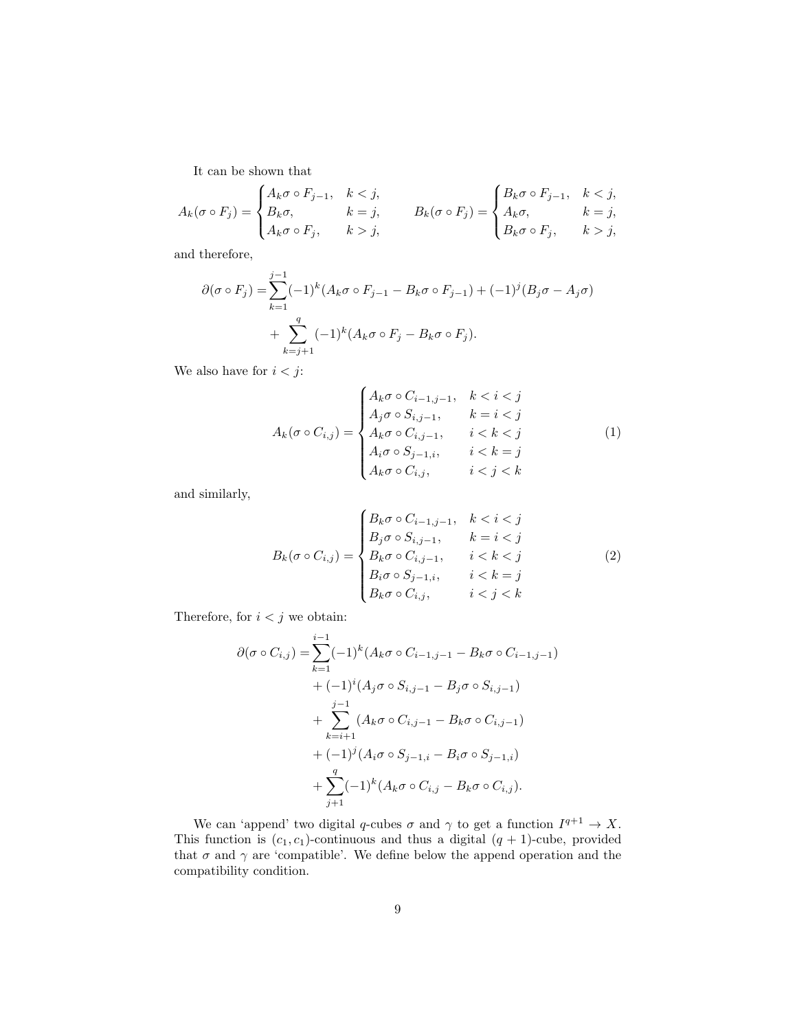It can be shown that

$$A_k(\sigma \circ F_j) = \begin{cases} A_k\sigma \circ F_{j-1}, & k < j, \\ B_k\sigma, & k = j, \\ A_k\sigma \circ F_j, & k > j, \end{cases} \qquad B_k(\sigma \circ F_j) = \begin{cases} B_k\sigma \circ F_{j-1}, & k < j, \\ A_k\sigma, & k = j, \\ B_k\sigma \circ F_j, & k > j, \end{cases}$$

and therefore,

$$\begin{aligned} \partial(\sigma \circ F_j) = &\sum_{k=1}^{j-1}(-1)^k(A_k\sigma \circ F_{j-1} - B_k\sigma \circ F_{j-1}) + (-1)^j(B_j\sigma - A_j\sigma) \\ &+ \sum_{k=j+1}^{q}(-1)^k(A_k\sigma \circ F_j - B_k\sigma \circ F_j). \end{aligned}$$

We also have for $i < j$:

$$A_k(\sigma \circ C_{i,j}) = \begin{cases} A_k\sigma \circ C_{i-1,j-1}, & k < i < j \\ A_j\sigma \circ S_{i,j-1}, & k = i < j \\ A_k\sigma \circ C_{i,j-1}, & i < k < j \\ A_i\sigma \circ S_{j-1,i}, & i < k = j \\ A_k\sigma \circ C_{i,j}, & i < j < k \end{cases} \tag{1}$$

and similarly,

$$B_k(\sigma \circ C_{i,j}) = \begin{cases} B_k\sigma \circ C_{i-1,j-1}, & k < i < j \\ B_j\sigma \circ S_{i,j-1}, & k = i < j \\ B_k\sigma \circ C_{i,j-1}, & i < k < j \\ B_i\sigma \circ S_{j-1,i}, & i < k = j \\ B_k\sigma \circ C_{i,j}, & i < j < k \end{cases} \tag{2}$$

Therefore, for $i < j$ we obtain:

$$\begin{aligned} \partial(\sigma \circ C_{i,j}) = &\sum_{k=1}^{i-1}(-1)^k(A_k\sigma \circ C_{i-1,j-1} - B_k\sigma \circ C_{i-1,j-1}) \\ &+ (-1)^i(A_j\sigma \circ S_{i,j-1} - B_j\sigma \circ S_{i,j-1}) \\ &+ \sum_{k=i+1}^{j-1}(A_k\sigma \circ C_{i,j-1} - B_k\sigma \circ C_{i,j-1}) \\ &+ (-1)^j(A_i\sigma \circ S_{j-1,i} - B_i\sigma \circ S_{j-1,i}) \\ &+ \sum_{j+1}^{q}(-1)^k(A_k\sigma \circ C_{i,j} - B_k\sigma \circ C_{i,j}). \end{aligned}$$

We can 'append' two digital $q$-cubes $\sigma$ and $\gamma$ to get a function $I^{q+1} \to X$. This function is $(c_1, c_1)$-continuous and thus a digital $(q+1)$-cube, provided that $\sigma$ and $\gamma$ are 'compatible'. We define below the append operation and the compatibility condition.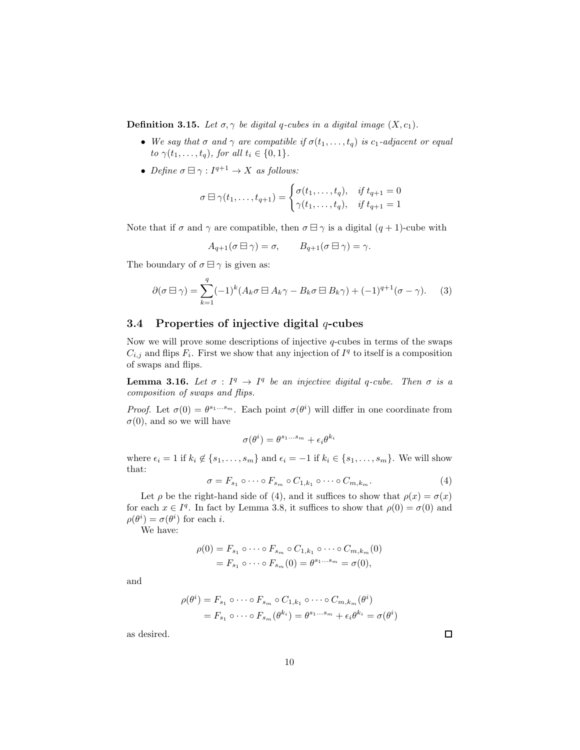**Definition 3.15.** *Let $\sigma, \gamma$ be digital $q$-cubes in a digital image $(X, c_1)$.*

- *We say that $\sigma$ and $\gamma$ are compatible if $\sigma(t_1, \ldots, t_q)$ is $c_1$-adjacent or equal to $\gamma(t_1, \ldots, t_q)$, for all $t_i \in \{0, 1\}$.*
- *Define $\sigma \boxminus \gamma : I^{q+1} \to X$ as follows:*

$$\sigma \boxminus \gamma(t_1, \ldots, t_{q+1}) = \begin{cases} \sigma(t_1, \ldots, t_q), & \text{if } t_{q+1} = 0 \\ \gamma(t_1, \ldots, t_q), & \text{if } t_{q+1} = 1 \end{cases}$$

Note that if $\sigma$ and $\gamma$ are compatible, then $\sigma \boxminus \gamma$ is a digital $(q+1)$-cube with

$$A_{q+1}(\sigma \boxminus \gamma) = \sigma, \qquad B_{q+1}(\sigma \boxminus \gamma) = \gamma.$$

The boundary of $\sigma \boxminus \gamma$ is given as:

$$\partial(\sigma \boxminus \gamma) = \sum_{k=1}^{q} (-1)^k (A_k\sigma \boxminus A_k\gamma - B_k\sigma \boxminus B_k\gamma) + (-1)^{q+1}(\sigma - \gamma). \tag{3}$$

## 3.4 Properties of injective digital $q$-cubes

Now we will prove some descriptions of injective $q$-cubes in terms of the swaps $C_{i,j}$ and flips $F_i$. First we show that any injection of $I^q$ to itself is a composition of swaps and flips.

**Lemma 3.16.** *Let $\sigma : I^q \to I^q$ be an injective digital $q$-cube. Then $\sigma$ is a composition of swaps and flips.*

*Proof.* Let $\sigma(0) = \theta^{s_1 \cdots s_m}$. Each point $\sigma(\theta^i)$ will differ in one coordinate from $\sigma(0)$, and so we will have

$$\sigma(\theta^i) = \theta^{s_1 \ldots s_m} + \epsilon_i \theta^{k_i}$$

where $\epsilon_i = 1$ if $k_i \notin \{s_1, \ldots, s_m\}$ and $\epsilon_i = -1$ if $k_i \in \{s_1, \ldots, s_m\}$. We will show that:

$$\sigma = F_{s_1} \circ \cdots \circ F_{s_m} \circ C_{1,k_1} \circ \cdots \circ C_{m,k_m}. \tag{4}$$

Let $\rho$ be the right-hand side of (4), and it suffices to show that $\rho(x) = \sigma(x)$ for each $x \in I^q$. In fact by Lemma 3.8, it suffices to show that $\rho(0) = \sigma(0)$ and $\rho(\theta^i) = \sigma(\theta^i)$ for each $i$.

We have:

$$\begin{aligned} \rho(0) &= F_{s_1} \circ \cdots \circ F_{s_m} \circ C_{1,k_1} \circ \cdots \circ C_{m,k_m}(0) \\ &= F_{s_1} \circ \cdots \circ F_{s_m}(0) = \theta^{s_1 \ldots s_m} = \sigma(0), \end{aligned}$$

and

$$\begin{aligned} \rho(\theta^i) &= F_{s_1} \circ \cdots \circ F_{s_m} \circ C_{1,k_1} \circ \cdots \circ C_{m,k_m}(\theta^i) \\ &= F_{s_1} \circ \cdots \circ F_{s_m}(\theta^{k_i}) = \theta^{s_1 \ldots s_m} + \epsilon_i \theta^{k_i} = \sigma(\theta^i) \end{aligned}$$

as desired. ◻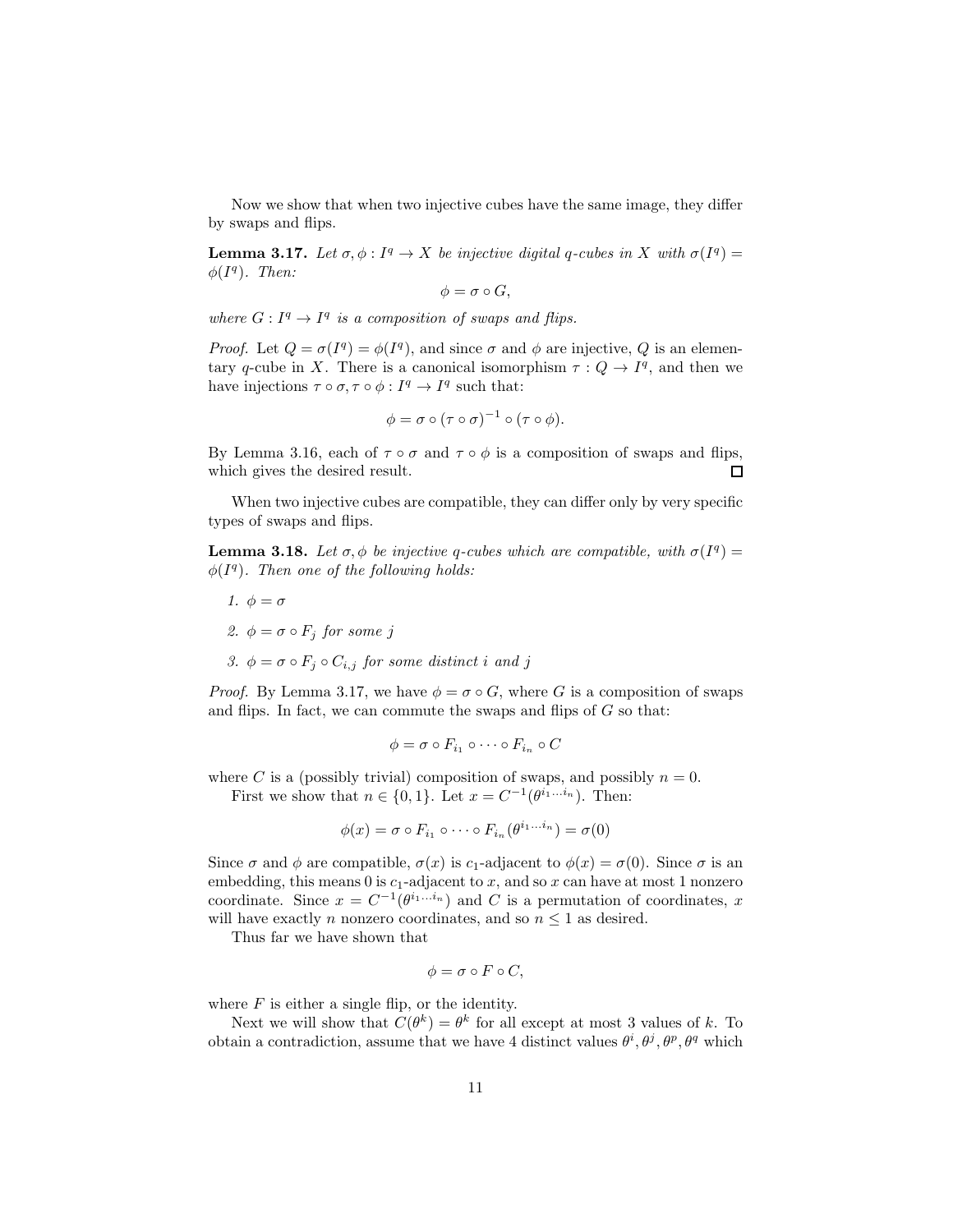Now we show that when two injective cubes have the same image, they differ by swaps and flips.

**Lemma 3.17.** *Let $\sigma, \phi : I^q \to X$ be injective digital $q$-cubes in $X$ with $\sigma(I^q) = \phi(I^q)$. Then:*

$$\phi = \sigma \circ G,$$

*where $G : I^q \to I^q$ is a composition of swaps and flips.*

*Proof.* Let $Q = \sigma(I^q) = \phi(I^q)$, and since $\sigma$ and $\phi$ are injective, $Q$ is an elementary $q$-cube in $X$. There is a canonical isomorphism $\tau : Q \to I^q$, and then we have injections $\tau \circ \sigma, \tau \circ \phi : I^q \to I^q$ such that:

$$\phi = \sigma \circ (\tau \circ \sigma)^{-1} \circ (\tau \circ \phi).$$

By Lemma 3.16, each of $\tau \circ \sigma$ and $\tau \circ \phi$ is a composition of swaps and flips, which gives the desired result. □

When two injective cubes are compatible, they can differ only by very specific types of swaps and flips.

**Lemma 3.18.** *Let $\sigma, \phi$ be injective $q$-cubes which are compatible, with $\sigma(I^q) = \phi(I^q)$. Then one of the following holds:*

1. *$\phi = \sigma$*
2. *$\phi = \sigma \circ F_j$ for some $j$*
3. *$\phi = \sigma \circ F_j \circ C_{i,j}$ for some distinct $i$ and $j$*

*Proof.* By Lemma 3.17, we have $\phi = \sigma \circ G$, where $G$ is a composition of swaps and flips. In fact, we can commute the swaps and flips of $G$ so that:

$$\phi = \sigma \circ F_{i_1} \circ \cdots \circ F_{i_n} \circ C$$

where $C$ is a (possibly trivial) composition of swaps, and possibly $n = 0$.

First we show that $n \in \{0, 1\}$. Let $x = C^{-1}(\theta^{i_1 \cdots i_n})$. Then:

$$\phi(x) = \sigma \circ F_{i_1} \circ \cdots \circ F_{i_n}(\theta^{i_1 \cdots i_n}) = \sigma(0)$$

Since $\sigma$ and $\phi$ are compatible, $\sigma(x)$ is $c_1$-adjacent to $\phi(x) = \sigma(0)$. Since $\sigma$ is an embedding, this means $0$ is $c_1$-adjacent to $x$, and so $x$ can have at most 1 nonzero coordinate. Since $x = C^{-1}(\theta^{i_1 \cdots i_n})$ and $C$ is a permutation of coordinates, $x$ will have exactly $n$ nonzero coordinates, and so $n \leq 1$ as desired.

Thus far we have shown that

$$\phi = \sigma \circ F \circ C,$$

where $F$ is either a single flip, or the identity.

Next we will show that $C(\theta^k) = \theta^k$ for all except at most 3 values of $k$. To obtain a contradiction, assume that we have 4 distinct values $\theta^i, \theta^j, \theta^p, \theta^q$ which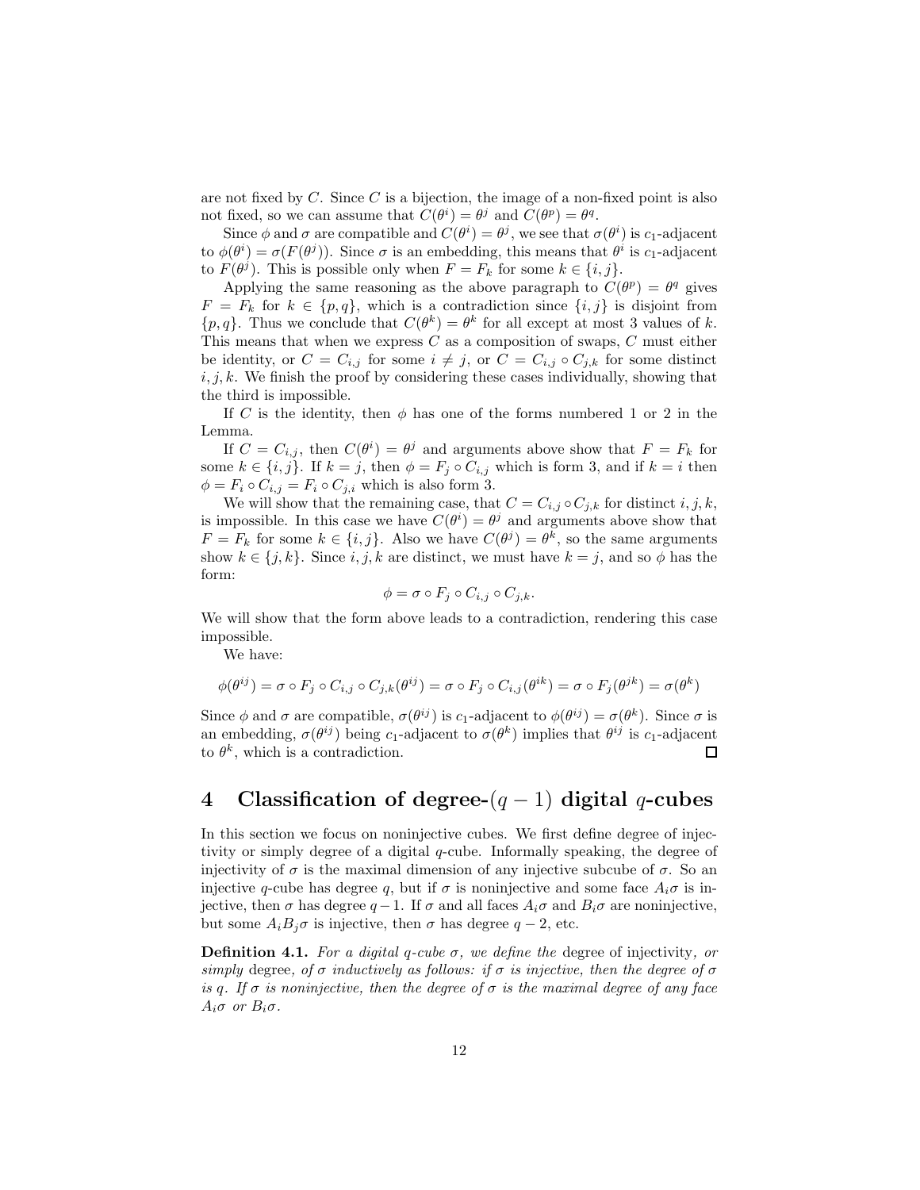are not fixed by $C$. Since $C$ is a bijection, the image of a non-fixed point is also not fixed, so we can assume that $C(\theta^i) = \theta^j$ and $C(\theta^p) = \theta^q$.

Since $\phi$ and $\sigma$ are compatible and $C(\theta^i) = \theta^j$, we see that $\sigma(\theta^i)$ is $c_1$-adjacent to $\phi(\theta^i) = \sigma(F(\theta^j))$. Since $\sigma$ is an embedding, this means that $\theta^i$ is $c_1$-adjacent to $F(\theta^j)$. This is possible only when $F = F_k$ for some $k \in \{i, j\}$.

Applying the same reasoning as the above paragraph to $C(\theta^p) = \theta^q$ gives $F = F_k$ for $k \in \{p, q\}$, which is a contradiction since $\{i, j\}$ is disjoint from $\{p, q\}$. Thus we conclude that $C(\theta^k) = \theta^k$ for all except at most 3 values of $k$. This means that when we express $C$ as a composition of swaps, $C$ must either be identity, or $C = C_{i,j}$ for some $i \neq j$, or $C = C_{i,j} \circ C_{j,k}$ for some distinct $i, j, k$. We finish the proof by considering these cases individually, showing that the third is impossible.

If $C$ is the identity, then $\phi$ has one of the forms numbered 1 or 2 in the Lemma.

If $C = C_{i,j}$, then $C(\theta^i) = \theta^j$ and arguments above show that $F = F_k$ for some $k \in \{i, j\}$. If $k = j$, then $\phi = F_j \circ C_{i,j}$ which is form 3, and if $k = i$ then $\phi = F_i \circ C_{i,j} = F_i \circ C_{j,i}$ which is also form 3.

We will show that the remaining case, that $C = C_{i,j} \circ C_{j,k}$ for distinct $i, j, k$, is impossible. In this case we have $C(\theta^i) = \theta^j$ and arguments above show that $F = F_k$ for some $k \in \{i, j\}$. Also we have $C(\theta^j) = \theta^k$, so the same arguments show $k \in \{j, k\}$. Since $i, j, k$ are distinct, we must have $k = j$, and so $\phi$ has the form:

$$\phi = \sigma \circ F_j \circ C_{i,j} \circ C_{j,k}.$$

We will show that the form above leads to a contradiction, rendering this case impossible.

We have:

$$\phi(\theta^{ij}) = \sigma \circ F_j \circ C_{i,j} \circ C_{j,k}(\theta^{ij}) = \sigma \circ F_j \circ C_{i,j}(\theta^{ik}) = \sigma \circ F_j(\theta^{jk}) = \sigma(\theta^k)$$

Since $\phi$ and $\sigma$ are compatible, $\sigma(\theta^{ij})$ is $c_1$-adjacent to $\phi(\theta^{ij}) = \sigma(\theta^k)$. Since $\sigma$ is an embedding, $\sigma(\theta^{ij})$ being $c_1$-adjacent to $\sigma(\theta^k)$ implies that $\theta^{ij}$ is $c_1$-adjacent to $\theta^k$, which is a contradiction. □

# 4 Classification of degree-$(q-1)$ digital $q$-cubes

In this section we focus on noninjective cubes. We first define degree of injectivity or simply degree of a digital $q$-cube. Informally speaking, the degree of injectivity of $\sigma$ is the maximal dimension of any injective subcube of $\sigma$. So an injective $q$-cube has degree $q$, but if $\sigma$ is noninjective and some face $A_i\sigma$ is injective, then $\sigma$ has degree $q-1$. If $\sigma$ and all faces $A_i\sigma$ and $B_i\sigma$ are noninjective, but some $A_iB_j\sigma$ is injective, then $\sigma$ has degree $q-2$, etc.

**Definition 4.1.** *For a digital $q$-cube $\sigma$, we define the* degree of injectivity*, or simply* degree*, of $\sigma$ inductively as follows: if $\sigma$ is injective, then the degree of $\sigma$ is $q$. If $\sigma$ is noninjective, then the degree of $\sigma$ is the maximal degree of any face $A_i\sigma$ or $B_i\sigma$.*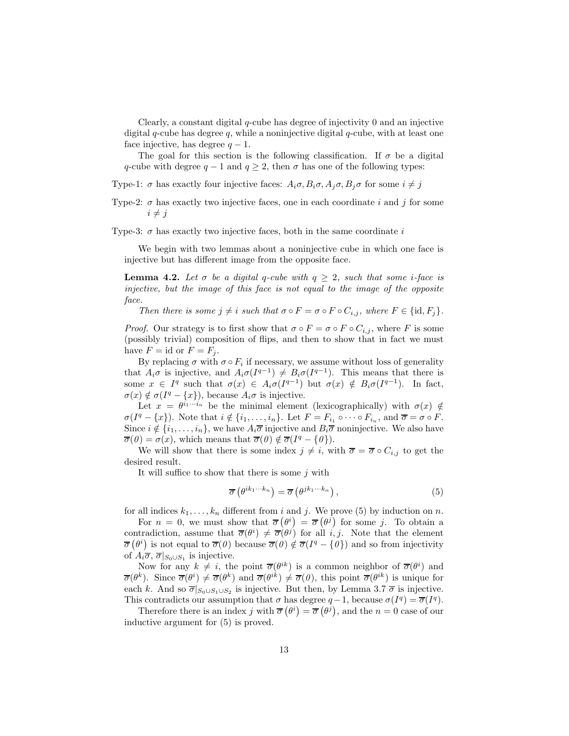Clearly, a constant digital $q$-cube has degree of injectivity 0 and an injective digital $q$-cube has degree $q$, while a noninjective digital $q$-cube, with at least one face injective, has degree $q-1$.

The goal for this section is the following classification. If $\sigma$ be a digital $q$-cube with degree $q-1$ and $q \geq 2$, then $\sigma$ has one of the following types:

Type-1: $\sigma$ has exactly four injective faces: $A_i\sigma, B_i\sigma, A_j\sigma, B_j\sigma$ for some $i \neq j$

Type-2: $\sigma$ has exactly two injective faces, one in each coordinate $i$ and $j$ for some $i \neq j$

Type-3: $\sigma$ has exactly two injective faces, both in the same coordinate $i$

We begin with two lemmas about a noninjective cube in which one face is injective but has different image from the opposite face.

**Lemma 4.2.** *Let $\sigma$ be a digital $q$-cube with $q \geq 2$, such that some $i$-face is injective, but the image of this face is not equal to the image of the opposite face.*

*Then there is some $j \neq i$ such that $\sigma \circ F = \sigma \circ F \circ C_{i,j}$, where $F \in \{\mathrm{id}, F_j\}$.*

*Proof.* Our strategy is to first show that $\sigma \circ F = \sigma \circ F \circ C_{i,j}$, where $F$ is some (possibly trivial) composition of flips, and then to show that in fact we must have $F = \mathrm{id}$ or $F = F_j$.

By replacing $\sigma$ with $\sigma \circ F_i$ if necessary, we assume without loss of generality that $A_i\sigma$ is injective, and $A_i\sigma(I^{q-1}) \neq B_i\sigma(I^{q-1})$. This means that there is some $x \in I^q$ such that $\sigma(x) \in A_i\sigma(I^{q-1})$ but $\sigma(x) \notin B_i\sigma(I^{q-1})$. In fact, $\sigma(x) \notin \sigma(I^q - \{x\})$, because $A_i\sigma$ is injective.

Let $x = \theta^{i_1\cdots i_n}$ be the minimal element (lexicographically) with $\sigma(x) \notin \sigma(I^q - \{x\})$. Note that $i \notin \{i_1, \ldots, i_n\}$. Let $F = F_{i_1} \circ \cdots \circ F_{i_n}$, and $\overline{\sigma} = \sigma \circ F$. Since $i \notin \{i_1, \ldots, i_n\}$, we have $A_i\overline{\sigma}$ injective and $B_i\overline{\sigma}$ noninjective. We also have $\overline{\sigma}(0) = \sigma(x)$, which means that $\overline{\sigma}(0) \notin \overline{\sigma}(I^q - \{0\})$.

We will show that there is some index $j \neq i$, with $\overline{\sigma} = \overline{\sigma} \circ C_{i,j}$ to get the desired result.

It will suffice to show that there is some $j$ with

$$\overline{\sigma}\left(\theta^{ik_1\cdots k_n}\right) = \overline{\sigma}\left(\theta^{jk_1\cdots k_n}\right), \tag{5}$$

for all indices $k_1, \ldots, k_n$ different from $i$ and $j$. We prove (5) by induction on $n$.

For $n = 0$, we must show that $\overline{\sigma}\left(\theta^i\right) = \overline{\sigma}\left(\theta^j\right)$ for some $j$. To obtain a contradiction, assume that $\overline{\sigma}(\theta^i) \neq \overline{\sigma}(\theta^j)$ for all $i, j$. Note that the element $\overline{\sigma}\left(\theta^i\right)$ is not equal to $\overline{\sigma}(0)$ because $\overline{\sigma}(0) \notin \overline{\sigma}(I^q - \{0\})$ and so from injectivity of $A_i\overline{\sigma}$, $\overline{\sigma}|_{S_0 \cup S_1}$ is injective.

Now for any $k \neq i$, the point $\overline{\sigma}(\theta^{ik})$ is a common neighbor of $\overline{\sigma}(\theta^i)$ and $\overline{\sigma}(\theta^k)$. Since $\overline{\sigma}(\theta^i) \neq \overline{\sigma}(\theta^k)$ and $\overline{\sigma}(\theta^{ik}) \neq \overline{\sigma}(0)$, this point $\overline{\sigma}(\theta^{ik})$ is unique for each $k$. And so $\overline{\sigma}|_{S_0 \cup S_1 \cup S_2}$ is injective. But then, by Lemma 3.7 $\overline{\sigma}$ is injective. This contradicts our assumption that $\sigma$ has degree $q-1$, because $\sigma(I^q) = \overline{\sigma}(I^q)$.

Therefore there is an index $j$ with $\overline{\sigma}\left(\theta^i\right) = \overline{\sigma}\left(\theta^j\right)$, and the $n = 0$ case of our inductive argument for (5) is proved.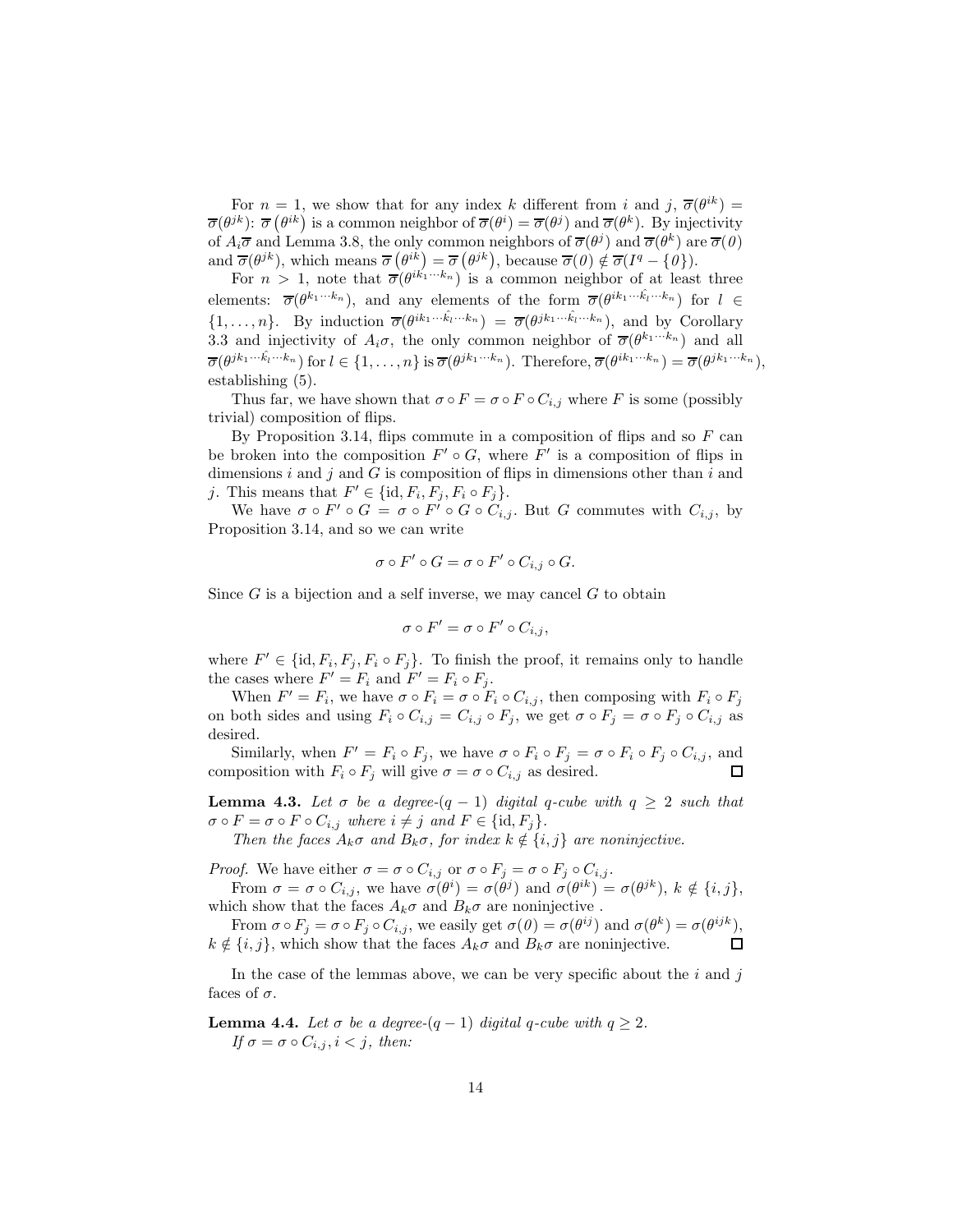For $n = 1$, we show that for any index $k$ different from $i$ and $j$, $\overline{\sigma}(\theta^{ik}) = \overline{\sigma}(\theta^{jk})$: $\overline{\sigma}(\theta^{ik})$ is a common neighbor of $\overline{\sigma}(\theta^i) = \overline{\sigma}(\theta^j)$ and $\overline{\sigma}(\theta^k)$. By injectivity of $A_i\overline{\sigma}$ and Lemma 3.8, the only common neighbors of $\overline{\sigma}(\theta^j)$ and $\overline{\sigma}(\theta^k)$ are $\overline{\sigma}(0)$ and $\overline{\sigma}(\theta^{jk})$, which means $\overline{\sigma}(\theta^{ik}) = \overline{\sigma}(\theta^{jk})$, because $\overline{\sigma}(0) \notin \overline{\sigma}(I^q - \{0\})$.

For $n > 1$, note that $\overline{\sigma}(\theta^{ik_1\cdots k_n})$ is a common neighbor of at least three elements: $\overline{\sigma}(\theta^{k_1\cdots k_n})$, and any elements of the form $\overline{\sigma}(\theta^{ik_1\cdots\hat{k_l}\cdots k_n})$ for $l \in \{1, \ldots, n\}$. By induction $\overline{\sigma}(\theta^{ik_1\cdots\hat{k_l}\cdots k_n}) = \overline{\sigma}(\theta^{jk_1\cdots\hat{k_l}\cdots k_n})$, and by Corollary 3.3 and injectivity of $A_i\sigma$, the only common neighbor of $\overline{\sigma}(\theta^{k_1\cdots k_n})$ and all $\overline{\sigma}(\theta^{jk_1\cdots\hat{k_l}\cdots k_n})$ for $l \in \{1, \ldots, n\}$ is $\overline{\sigma}(\theta^{jk_1\cdots k_n})$. Therefore, $\overline{\sigma}(\theta^{ik_1\cdots k_n}) = \overline{\sigma}(\theta^{jk_1\cdots k_n})$, establishing (5).

Thus far, we have shown that $\sigma \circ F = \sigma \circ F \circ C_{i,j}$ where $F$ is some (possibly trivial) composition of flips.

By Proposition 3.14, flips commute in a composition of flips and so $F$ can be broken into the composition $F' \circ G$, where $F'$ is a composition of flips in dimensions $i$ and $j$ and $G$ is composition of flips in dimensions other than $i$ and $j$. This means that $F' \in \{\text{id}, F_i, F_j, F_i \circ F_j\}$.

We have $\sigma \circ F' \circ G = \sigma \circ F' \circ G \circ C_{i,j}$. But $G$ commutes with $C_{i,j}$, by Proposition 3.14, and so we can write

$$\sigma \circ F' \circ G = \sigma \circ F' \circ C_{i,j} \circ G.$$

Since $G$ is a bijection and a self inverse, we may cancel $G$ to obtain

$$\sigma \circ F' = \sigma \circ F' \circ C_{i,j},$$

where $F' \in \{\text{id}, F_i, F_j, F_i \circ F_j\}$. To finish the proof, it remains only to handle the cases where $F' = F_i$ and $F' = F_i \circ F_j$.

When $F' = F_i$, we have $\sigma \circ F_i = \sigma \circ F_i \circ C_{i,j}$, then composing with $F_i \circ F_j$ on both sides and using $F_i \circ C_{i,j} = C_{i,j} \circ F_j$, we get $\sigma \circ F_j = \sigma \circ F_j \circ C_{i,j}$ as desired.

Similarly, when $F' = F_i \circ F_j$, we have $\sigma \circ F_i \circ F_j = \sigma \circ F_i \circ F_j \circ C_{i,j}$, and composition with $F_i \circ F_j$ will give $\sigma = \sigma \circ C_{i,j}$ as desired. ☐

**Lemma 4.3.** *Let $\sigma$ be a degree-$(q-1)$ digital $q$-cube with $q \geq 2$ such that $\sigma \circ F = \sigma \circ F \circ C_{i,j}$ where $i \neq j$ and $F \in \{\text{id}, F_j\}$.*

*Then the faces $A_k\sigma$ and $B_k\sigma$, for index $k \notin \{i, j\}$ are noninjective.*

*Proof.* We have either $\sigma = \sigma \circ C_{i,j}$ or $\sigma \circ F_j = \sigma \circ F_j \circ C_{i,j}$.

From $\sigma = \sigma \circ C_{i,j}$, we have $\sigma(\theta^i) = \sigma(\theta^j)$ and $\sigma(\theta^{ik}) = \sigma(\theta^{jk})$, $k \notin \{i, j\}$, which show that the faces $A_k\sigma$ and $B_k\sigma$ are noninjective .

From $\sigma \circ F_j = \sigma \circ F_j \circ C_{i,j}$, we easily get $\sigma(0) = \sigma(\theta^{ij})$ and $\sigma(\theta^k) = \sigma(\theta^{ijk})$, $k \notin \{i, j\}$, which show that the faces $A_k\sigma$ and $B_k\sigma$ are noninjective. ☐

In the case of the lemmas above, we can be very specific about the $i$ and $j$ faces of $\sigma$.

**Lemma 4.4.** *Let $\sigma$ be a degree-$(q-1)$ digital $q$-cube with $q \geq 2$.*

*If $\sigma = \sigma \circ C_{i,j}, i < j$, then:*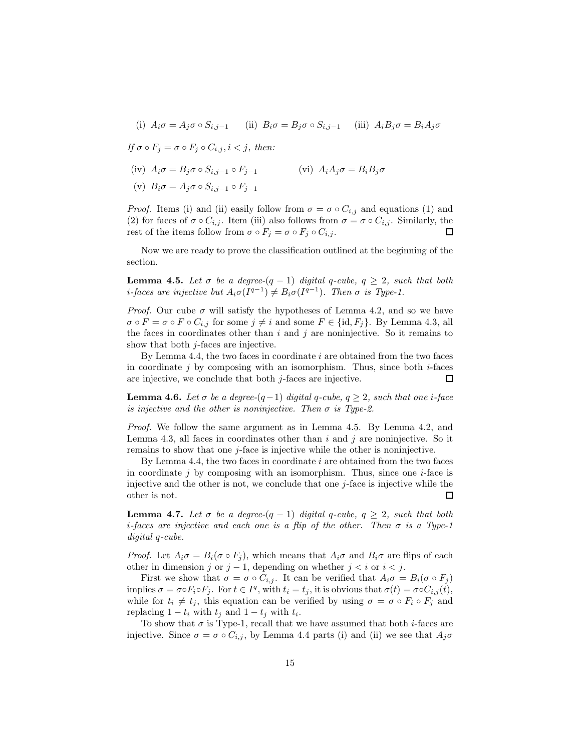(i) $A_i\sigma = A_j\sigma \circ S_{i,j-1}$  (ii) $B_i\sigma = B_j\sigma \circ S_{i,j-1}$  (iii) $A_iB_j\sigma = B_iA_j\sigma$

*If $\sigma \circ F_j = \sigma \circ F_j \circ C_{i,j}, i < j$, then:*

(iv) $A_i\sigma = B_j\sigma \circ S_{i,j-1} \circ F_{j-1}$

(v) $B_i\sigma = A_j\sigma \circ S_{i,j-1} \circ F_{j-1}$

(vi) $A_iA_j\sigma = B_iB_j\sigma$

*Proof.* Items (i) and (ii) easily follow from $\sigma = \sigma \circ C_{i,j}$ and equations (1) and (2) for faces of $\sigma \circ C_{i,j}$. Item (iii) also follows from $\sigma = \sigma \circ C_{i,j}$. Similarly, the rest of the items follow from $\sigma \circ F_j = \sigma \circ F_j \circ C_{i,j}$. □

Now we are ready to prove the classification outlined at the beginning of the section.

**Lemma 4.5.** *Let $\sigma$ be a degree-$(q-1)$ digital $q$-cube, $q \geq 2$, such that both $i$-faces are injective but $A_i\sigma(I^{q-1}) \neq B_i\sigma(I^{q-1})$. Then $\sigma$ is Type-1.*

*Proof.* Our cube $\sigma$ will satisfy the hypotheses of Lemma 4.2, and so we have $\sigma \circ F = \sigma \circ F \circ C_{i,j}$ for some $j \neq i$ and some $F \in \{\mathrm{id}, F_j\}$. By Lemma 4.3, all the faces in coordinates other than $i$ and $j$ are noninjective. So it remains to show that both $j$-faces are injective.

By Lemma 4.4, the two faces in coordinate $i$ are obtained from the two faces in coordinate $j$ by composing with an isomorphism. Thus, since both $i$-faces are injective, we conclude that both $j$-faces are injective. □

**Lemma 4.6.** *Let $\sigma$ be a degree-$(q-1)$ digital $q$-cube, $q \geq 2$, such that one $i$-face is injective and the other is noninjective. Then $\sigma$ is Type-2.*

*Proof.* We follow the same argument as in Lemma 4.5. By Lemma 4.2, and Lemma 4.3, all faces in coordinates other than $i$ and $j$ are noninjective. So it remains to show that one $j$-face is injective while the other is noninjective.

By Lemma 4.4, the two faces in coordinate $i$ are obtained from the two faces in coordinate $j$ by composing with an isomorphism. Thus, since one $i$-face is injective and the other is not, we conclude that one $j$-face is injective while the other is not. □

**Lemma 4.7.** *Let $\sigma$ be a degree-$(q-1)$ digital $q$-cube, $q \geq 2$, such that both $i$-faces are injective and each one is a flip of the other. Then $\sigma$ is a Type-1 digital $q$-cube.*

*Proof.* Let $A_i\sigma = B_i(\sigma \circ F_j)$, which means that $A_i\sigma$ and $B_i\sigma$ are flips of each other in dimension $j$ or $j-1$, depending on whether $j < i$ or $i < j$.

First we show that $\sigma = \sigma \circ C_{i,j}$. It can be verified that $A_i\sigma = B_i(\sigma \circ F_j)$ implies $\sigma = \sigma \circ F_i \circ F_j$. For $t \in I^q$, with $t_i = t_j$, it is obvious that $\sigma(t) = \sigma \circ C_{i,j}(t)$, while for $t_i \neq t_j$, this equation can be verified by using $\sigma = \sigma \circ F_i \circ F_j$ and replacing $1 - t_i$ with $t_j$ and $1 - t_j$ with $t_i$.

To show that $\sigma$ is Type-1, recall that we have assumed that both $i$-faces are injective. Since $\sigma = \sigma \circ C_{i,j}$, by Lemma 4.4 parts (i) and (ii) we see that $A_j\sigma$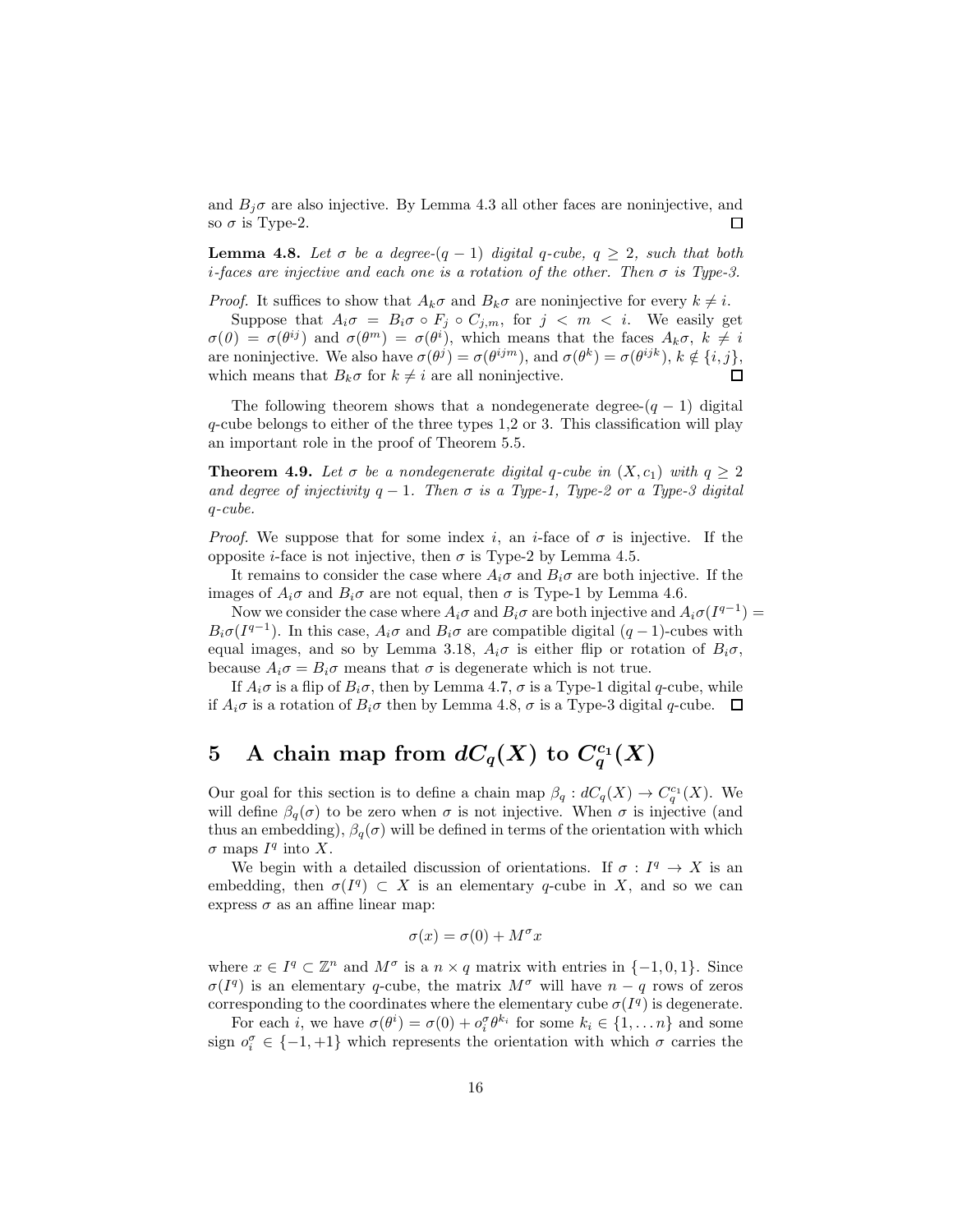and $B_j\sigma$ are also injective. By Lemma 4.3 all other faces are noninjective, and so $\sigma$ is Type-2. □

**Lemma 4.8.** *Let $\sigma$ be a degree-$(q-1)$ digital $q$-cube, $q \geq 2$, such that both $i$-faces are injective and each one is a rotation of the other. Then $\sigma$ is Type-3.*

*Proof.* It suffices to show that $A_k\sigma$ and $B_k\sigma$ are noninjective for every $k \neq i$.

Suppose that $A_i\sigma = B_i\sigma \circ F_j \circ C_{j,m}$, for $j < m < i$. We easily get $\sigma(0) = \sigma(\theta^{ij})$ and $\sigma(\theta^m) = \sigma(\theta^i)$, which means that the faces $A_k\sigma$, $k \neq i$ are noninjective. We also have $\sigma(\theta^j) = \sigma(\theta^{ijm})$, and $\sigma(\theta^k) = \sigma(\theta^{ijk})$, $k \notin \{i,j\}$, which means that $B_k\sigma$ for $k \neq i$ are all noninjective. □

The following theorem shows that a nondegenerate degree-$(q-1)$ digital $q$-cube belongs to either of the three types 1,2 or 3. This classification will play an important role in the proof of Theorem 5.5.

**Theorem 4.9.** *Let $\sigma$ be a nondegenerate digital $q$-cube in $(X, c_1)$ with $q \geq 2$ and degree of injectivity $q-1$. Then $\sigma$ is a Type-1, Type-2 or a Type-3 digital $q$-cube.*

*Proof.* We suppose that for some index $i$, an $i$-face of $\sigma$ is injective. If the opposite $i$-face is not injective, then $\sigma$ is Type-2 by Lemma 4.5.

It remains to consider the case where $A_i\sigma$ and $B_i\sigma$ are both injective. If the images of $A_i\sigma$ and $B_i\sigma$ are not equal, then $\sigma$ is Type-1 by Lemma 4.6.

Now we consider the case where $A_i\sigma$ and $B_i\sigma$ are both injective and $A_i\sigma(I^{q-1}) = B_i\sigma(I^{q-1})$. In this case, $A_i\sigma$ and $B_i\sigma$ are compatible digital $(q-1)$-cubes with equal images, and so by Lemma 3.18, $A_i\sigma$ is either flip or rotation of $B_i\sigma$, because $A_i\sigma = B_i\sigma$ means that $\sigma$ is degenerate which is not true.

If $A_i\sigma$ is a flip of $B_i\sigma$, then by Lemma 4.7, $\sigma$ is a Type-1 digital $q$-cube, while if $A_i\sigma$ is a rotation of $B_i\sigma$ then by Lemma 4.8, $\sigma$ is a Type-3 digital $q$-cube. □

## 5 A chain map from $dC_q(X)$ to $C_q^{c_1}(X)$

Our goal for this section is to define a chain map $\beta_q : dC_q(X) \to C_q^{c_1}(X)$. We will define $\beta_q(\sigma)$ to be zero when $\sigma$ is not injective. When $\sigma$ is injective (and thus an embedding), $\beta_q(\sigma)$ will be defined in terms of the orientation with which $\sigma$ maps $I^q$ into $X$.

We begin with a detailed discussion of orientations. If $\sigma : I^q \to X$ is an embedding, then $\sigma(I^q) \subset X$ is an elementary $q$-cube in $X$, and so we can express $\sigma$ as an affine linear map:

$$\sigma(x) = \sigma(0) + M^\sigma x$$

where $x \in I^q \subset \mathbb{Z}^n$ and $M^\sigma$ is a $n \times q$ matrix with entries in $\{-1, 0, 1\}$. Since $\sigma(I^q)$ is an elementary $q$-cube, the matrix $M^\sigma$ will have $n-q$ rows of zeros corresponding to the coordinates where the elementary cube $\sigma(I^q)$ is degenerate.

For each $i$, we have $\sigma(\theta^i) = \sigma(0) + o_i^\sigma \theta^{k_i}$ for some $k_i \in \{1, \ldots n\}$ and some sign $o_i^\sigma \in \{-1, +1\}$ which represents the orientation with which $\sigma$ carries the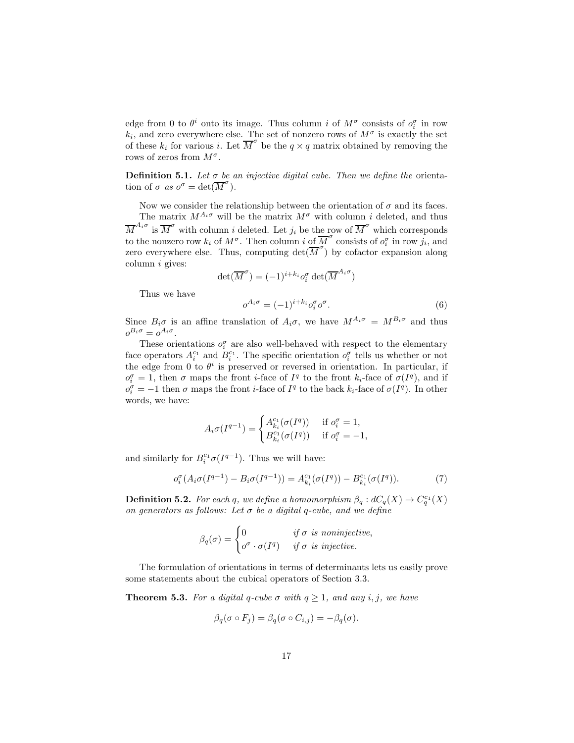edge from 0 to $\theta^i$ onto its image. Thus column $i$ of $M^\sigma$ consists of $o_i^\sigma$ in row $k_i$, and zero everywhere else. The set of nonzero rows of $M^\sigma$ is exactly the set of these $k_i$ for various $i$. Let $\overline{M}^\sigma$ be the $q \times q$ matrix obtained by removing the rows of zeros from $M^\sigma$.

**Definition 5.1.** *Let $\sigma$ be an injective digital cube. Then we define the* orientation *of $\sigma$ as $o^\sigma = \det(\overline{M}^\sigma)$.*

Now we consider the relationship between the orientation of $\sigma$ and its faces.

The matrix $M^{A_i\sigma}$ will be the matrix $M^\sigma$ with column $i$ deleted, and thus $\overline{M}^{A_i\sigma}$ is $\overline{M}^\sigma$ with column $i$ deleted. Let $j_i$ be the row of $\overline{M}^\sigma$ which corresponds to the nonzero row $k_i$ of $M^\sigma$. Then column $i$ of $\overline{M}^\sigma$ consists of $o_i^\sigma$ in row $j_i$, and zero everywhere else. Thus, computing $\det(\overline{M}^\sigma)$ by cofactor expansion along column $i$ gives:

$$\det(\overline{M}^\sigma) = (-1)^{i+k_i} o_i^\sigma \det(\overline{M}^{A_i\sigma})$$

Thus we have

$$o^{A_i\sigma} = (-1)^{i+k_i} o_i^\sigma o^\sigma. \tag{6}$$

Since $B_i\sigma$ is an affine translation of $A_i\sigma$, we have $M^{A_i\sigma} = M^{B_i\sigma}$ and thus $o^{B_i\sigma} = o^{A_i\sigma}$.

These orientations $o_i^\sigma$ are also well-behaved with respect to the elementary face operators $A_i^{c_1}$ and $B_i^{c_1}$. The specific orientation $o_i^\sigma$ tells us whether or not the edge from 0 to $\theta^i$ is preserved or reversed in orientation. In particular, if $o_i^\sigma = 1$, then $\sigma$ maps the front $i$-face of $I^q$ to the front $k_i$-face of $\sigma(I^q)$, and if $o_i^\sigma = -1$ then $\sigma$ maps the front $i$-face of $I^q$ to the back $k_i$-face of $\sigma(I^q)$. In other words, we have:

$$A_i\sigma(I^{q-1}) = \begin{cases} A_{k_i}^{c_1}(\sigma(I^q)) & \text{if } o_i^\sigma = 1, \\ B_{k_i}^{c_1}(\sigma(I^q)) & \text{if } o_i^\sigma = -1, \end{cases}$$

and similarly for $B_i^{c_1}\sigma(I^{q-1})$. Thus we will have:

$$o_i^\sigma(A_i\sigma(I^{q-1}) - B_i\sigma(I^{q-1})) = A_{k_i}^{c_1}(\sigma(I^q)) - B_{k_i}^{c_1}(\sigma(I^q)). \tag{7}$$

**Definition 5.2.** *For each $q$, we define a homomorphism $\beta_q : dC_q(X) \to C_q^{c_1}(X)$ on generators as follows: Let $\sigma$ be a digital $q$-cube, and we define*

$$\beta_q(\sigma) = \begin{cases} 0 & \text{if } \sigma \text{ is noninjective}, \\ o^\sigma \cdot \sigma(I^q) & \text{if } \sigma \text{ is injective}. \end{cases}$$

The formulation of orientations in terms of determinants lets us easily prove some statements about the cubical operators of Section 3.3.

**Theorem 5.3.** *For a digital $q$-cube $\sigma$ with $q \geq 1$, and any $i, j$, we have*

$$\beta_q(\sigma \circ F_j) = \beta_q(\sigma \circ C_{i,j}) = -\beta_q(\sigma).$$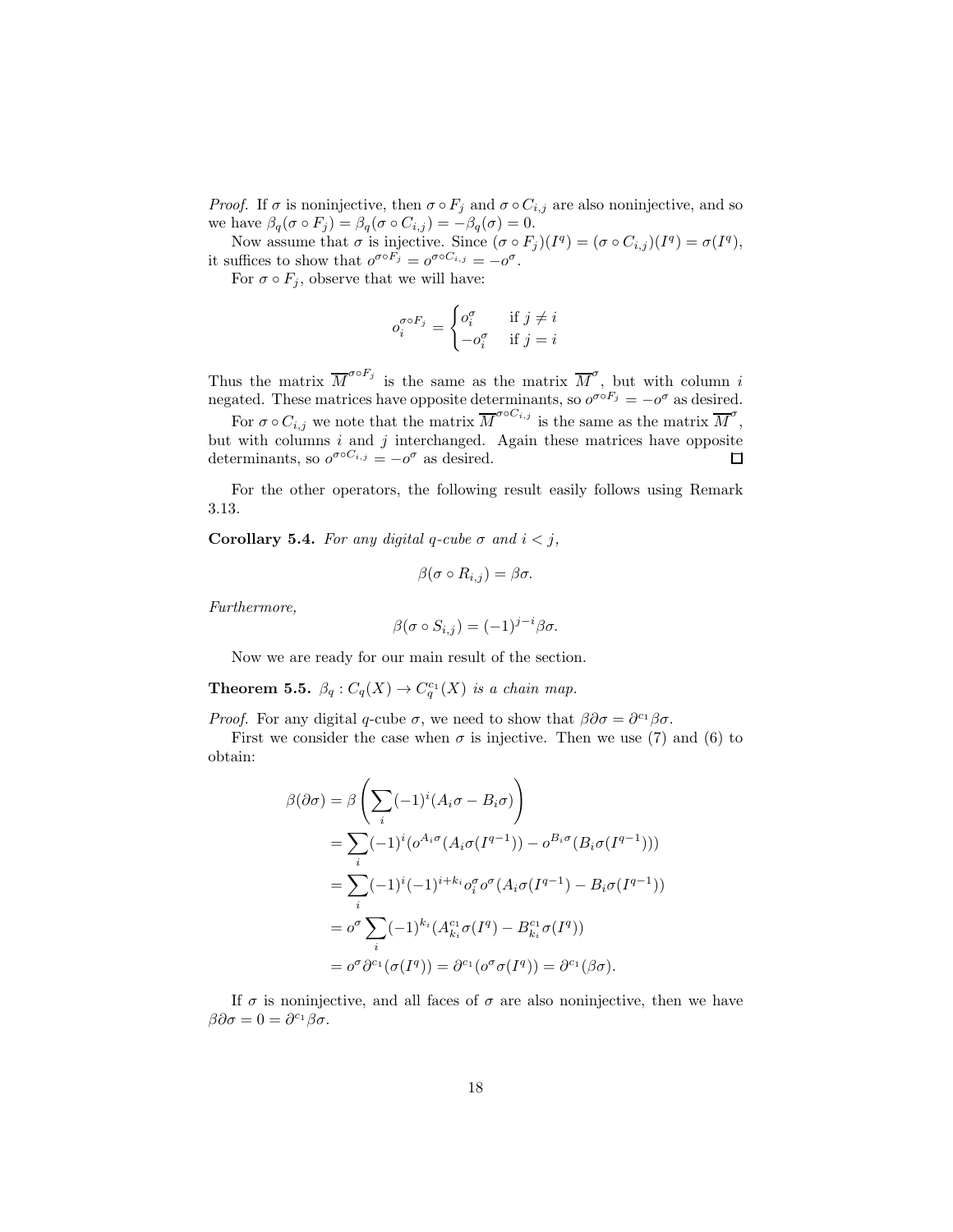*Proof.* If $\sigma$ is noninjective, then $\sigma \circ F_j$ and $\sigma \circ C_{i,j}$ are also noninjective, and so we have $\beta_q(\sigma \circ F_j) = \beta_q(\sigma \circ C_{i,j}) = -\beta_q(\sigma) = 0$.

Now assume that $\sigma$ is injective. Since $(\sigma \circ F_j)(I^q) = (\sigma \circ C_{i,j})(I^q) = \sigma(I^q)$, it suffices to show that $o^{\sigma \circ F_j} = o^{\sigma \circ C_{i,j}} = -o^\sigma$.

For $\sigma \circ F_j$, observe that we will have:

$$o_i^{\sigma \circ F_j} = \begin{cases} o_i^\sigma & \text{if } j \neq i \\ -o_i^\sigma & \text{if } j = i \end{cases}$$

Thus the matrix $\overline{M}^{\sigma \circ F_j}$ is the same as the matrix $\overline{M}^\sigma$, but with column $i$ negated. These matrices have opposite determinants, so $o^{\sigma \circ F_j} = -o^\sigma$ as desired.

For $\sigma \circ C_{i,j}$ we note that the matrix $\overline{M}^{\sigma \circ C_{i,j}}$ is the same as the matrix $\overline{M}^\sigma$, but with columns $i$ and $j$ interchanged. Again these matrices have opposite determinants, so $o^{\sigma \circ C_{i,j}} = -o^\sigma$ as desired. □

For the other operators, the following result easily follows using Remark 3.13.

**Corollary 5.4.** *For any digital $q$-cube $\sigma$ and $i < j$,*

$$\beta(\sigma \circ R_{i,j}) = \beta\sigma.$$

*Furthermore,*

$$\beta(\sigma \circ S_{i,j}) = (-1)^{j-i}\beta\sigma.$$

Now we are ready for our main result of the section.

**Theorem 5.5.** *$\beta_q : C_q(X) \to C_q^{c_1}(X)$ is a chain map.*

*Proof.* For any digital $q$-cube $\sigma$, we need to show that $\beta\partial\sigma = \partial^{c_1}\beta\sigma$.

First we consider the case when $\sigma$ is injective. Then we use (7) and (6) to obtain:

$$\begin{aligned}
\beta(\partial\sigma) &= \beta\left(\sum_i (-1)^i (A_i\sigma - B_i\sigma)\right) \\
&= \sum_i (-1)^i (o^{A_i\sigma}(A_i\sigma(I^{q-1})) - o^{B_i\sigma}(B_i\sigma(I^{q-1}))) \\
&= \sum_i (-1)^i (-1)^{i+k_i} o_i^\sigma o^\sigma (A_i\sigma(I^{q-1}) - B_i\sigma(I^{q-1})) \\
&= o^\sigma \sum_i (-1)^{k_i} (A_{k_i}^{c_1}\sigma(I^q) - B_{k_i}^{c_1}\sigma(I^q)) \\
&= o^\sigma \partial^{c_1}(\sigma(I^q)) = \partial^{c_1}(o^\sigma\sigma(I^q)) = \partial^{c_1}(\beta\sigma).
\end{aligned}$$

If $\sigma$ is noninjective, and all faces of $\sigma$ are also noninjective, then we have $\beta\partial\sigma = 0 = \partial^{c_1}\beta\sigma$.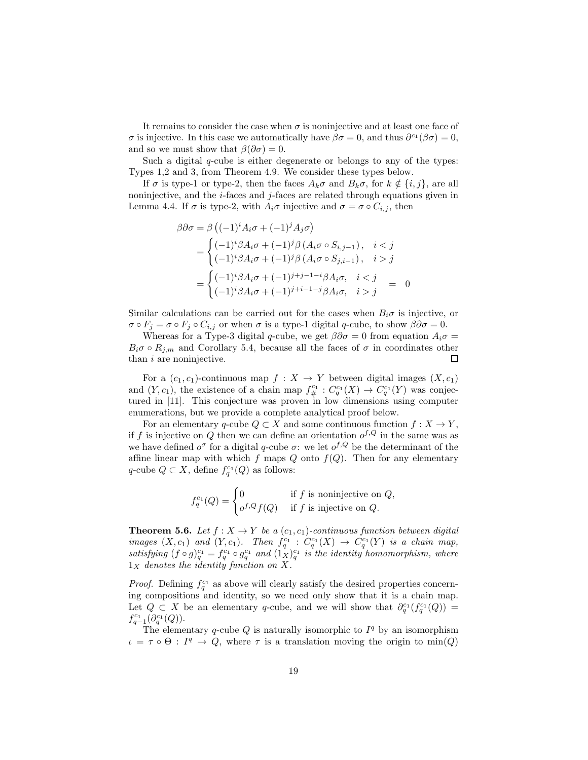It remains to consider the case when $\sigma$ is noninjective and at least one face of $\sigma$ is injective. In this case we automatically have $\beta\sigma = 0$, and thus $\partial^{c_1}(\beta\sigma) = 0$, and so we must show that $\beta(\partial\sigma) = 0$.

Such a digital $q$-cube is either degenerate or belongs to any of the types: Types 1,2 and 3, from Theorem 4.9. We consider these types below.

If $\sigma$ is type-1 or type-2, then the faces $A_k\sigma$ and $B_k\sigma$, for $k \notin \{i, j\}$, are all noninjective, and the $i$-faces and $j$-faces are related through equations given in Lemma 4.4. If $\sigma$ is type-2, with $A_i\sigma$ injective and $\sigma = \sigma \circ C_{i,j}$, then

$$\begin{aligned}
\beta\partial\sigma &= \beta\left((-1)^i A_i\sigma + (-1)^j A_j\sigma\right) \\
&= \begin{cases} (-1)^i \beta A_i\sigma + (-1)^j \beta\left(A_i\sigma \circ S_{i,j-1}\right), & i < j \\ (-1)^i \beta A_i\sigma + (-1)^j \beta\left(A_i\sigma \circ S_{j,i-1}\right), & i > j \end{cases} \\
&= \begin{cases} (-1)^i \beta A_i\sigma + (-1)^{j+j-1-i} \beta A_i\sigma, & i < j \\ (-1)^i \beta A_i\sigma + (-1)^{j+i-1-j} \beta A_i\sigma, & i > j \end{cases} \quad = \quad 0
\end{aligned}$$

Similar calculations can be carried out for the cases when $B_i\sigma$ is injective, or $\sigma \circ F_j = \sigma \circ F_j \circ C_{i,j}$ or when $\sigma$ is a type-1 digital $q$-cube, to show $\beta\partial\sigma = 0$.

Whereas for a Type-3 digital $q$-cube, we get $\beta\partial\sigma = 0$ from equation $A_i\sigma = B_i\sigma \circ R_{j,m}$ and Corollary 5.4, because all the faces of $\sigma$ in coordinates other than $i$ are noninjective. ◻

For a $(c_1, c_1)$-continuous map $f : X \to Y$ between digital images $(X, c_1)$ and $(Y, c_1)$, the existence of a chain map $f_\#^{c_1} : C_q^{c_1}(X) \to C_q^{c_1}(Y)$ was conjectured in [11]. This conjecture was proven in low dimensions using computer enumerations, but we provide a complete analytical proof below.

For an elementary $q$-cube $Q \subset X$ and some continuous function $f : X \to Y$, if $f$ is injective on $Q$ then we can define an orientation $o^{f,Q}$ in the same was as we have defined $o^\sigma$ for a digital $q$-cube $\sigma$: we let $o^{f,Q}$ be the determinant of the affine linear map with which $f$ maps $Q$ onto $f(Q)$. Then for any elementary $q$-cube $Q \subset X$, define $f_q^{c_1}(Q)$ as follows:

$$f_q^{c_1}(Q) = \begin{cases} 0 & \text{if } f \text{ is noninjective on } Q, \\ o^{f,Q} f(Q) & \text{if } f \text{ is injective on } Q. \end{cases}$$

**Theorem 5.6.** *Let $f : X \to Y$ be a $(c_1, c_1)$-continuous function between digital images $(X, c_1)$ and $(Y, c_1)$. Then $f_q^{c_1} : C_q^{c_1}(X) \to C_q^{c_1}(Y)$ is a chain map, satisfying $(f \circ g)_q^{c_1} = f_q^{c_1} \circ g_q^{c_1}$ and $(1_X)_q^{c_1}$ is the identity homomorphism, where $1_X$ denotes the identity function on $X$.*

*Proof.* Defining $f_q^{c_1}$ as above will clearly satisfy the desired properties concerning compositions and identity, so we need only show that it is a chain map. Let $Q \subset X$ be an elementary $q$-cube, and we will show that $\partial_q^{c_1}(f_q^{c_1}(Q)) = f_{q-1}^{c_1}(\partial_q^{c_1}(Q))$.

The elementary $q$-cube $Q$ is naturally isomorphic to $I^q$ by an isomorphism $\iota = \tau \circ \Theta : I^q \to Q$, where $\tau$ is a translation moving the origin to $\min(Q)$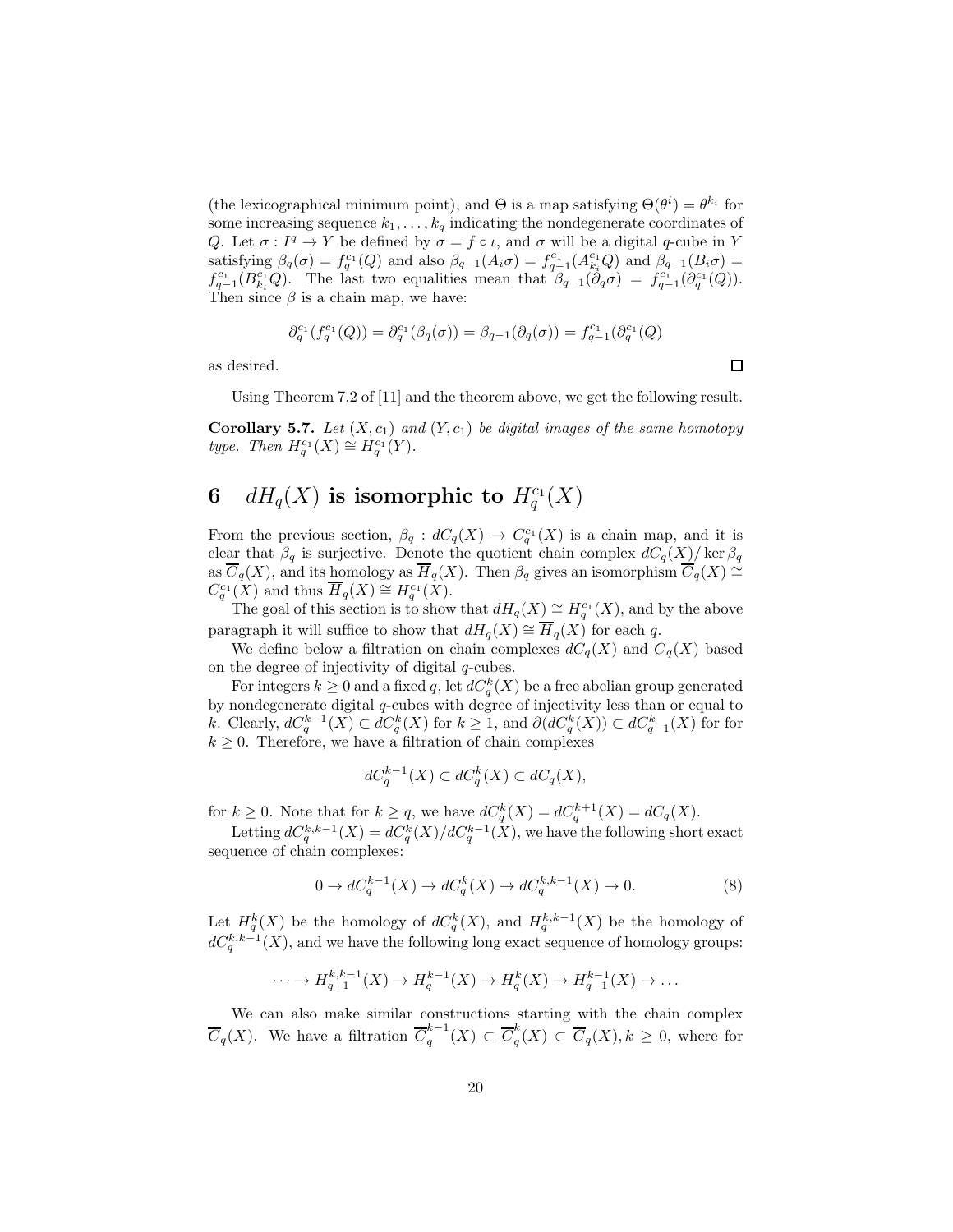(the lexicographical minimum point), and $\Theta$ is a map satisfying $\Theta(\theta^i) = \theta^{k_i}$ for some increasing sequence $k_1, \ldots, k_q$ indicating the nondegenerate coordinates of $Q$. Let $\sigma : I^q \to Y$ be defined by $\sigma = f \circ \iota$, and $\sigma$ will be a digital $q$-cube in $Y$ satisfying $\beta_q(\sigma) = f_q^{c_1}(Q)$ and also $\beta_{q-1}(A_i\sigma) = f_{q-1}^{c_1}(A_{k_i}^{c_1}Q)$ and $\beta_{q-1}(B_i\sigma) = f_{q-1}^{c_1}(B_{k_i}^{c_1}Q)$. The last two equalities mean that $\beta_{q-1}(\partial_q\sigma) = f_{q-1}^{c_1}(\partial_q^{c_1}(Q))$. Then since $\beta$ is a chain map, we have:

$$\partial_q^{c_1}(f_q^{c_1}(Q)) = \partial_q^{c_1}(\beta_q(\sigma)) = \beta_{q-1}(\partial_q(\sigma)) = f_{q-1}^{c_1}(\partial_q^{c_1}(Q)$$

as desired. $\square$

Using Theorem 7.2 of [11] and the theorem above, we get the following result.

**Corollary 5.7.** *Let $(X, c_1)$ and $(Y, c_1)$ be digital images of the same homotopy type. Then $H_q^{c_1}(X) \cong H_q^{c_1}(Y)$.*

## 6 $dH_q(X)$ is isomorphic to $H_q^{c_1}(X)$

From the previous section, $\beta_q : dC_q(X) \to C_q^{c_1}(X)$ is a chain map, and it is clear that $\beta_q$ is surjective. Denote the quotient chain complex $dC_q(X)/\ker \beta_q$ as $\overline{C}_q(X)$, and its homology as $\overline{H}_q(X)$. Then $\beta_q$ gives an isomorphism $\overline{C}_q(X) \cong C_q^{c_1}(X)$ and thus $\overline{H}_q(X) \cong H_q^{c_1}(X)$.

The goal of this section is to show that $dH_q(X) \cong H_q^{c_1}(X)$, and by the above paragraph it will suffice to show that $dH_q(X) \cong \overline{H}_q(X)$ for each $q$.

We define below a filtration on chain complexes $dC_q(X)$ and $\overline{C}_q(X)$ based on the degree of injectivity of digital $q$-cubes.

For integers $k \geq 0$ and a fixed $q$, let $dC_q^k(X)$ be a free abelian group generated by nondegenerate digital $q$-cubes with degree of injectivity less than or equal to $k$. Clearly, $dC_q^{k-1}(X) \subset dC_q^k(X)$ for $k \geq 1$, and $\partial(dC_q^k(X)) \subset dC_{q-1}^k(X)$ for for $k \geq 0$. Therefore, we have a filtration of chain complexes

$$dC_q^{k-1}(X) \subset dC_q^k(X) \subset dC_q(X),$$

for $k \geq 0$. Note that for $k \geq q$, we have $dC_q^k(X) = dC_q^{k+1}(X) = dC_q(X)$.

Letting $dC_q^{k,k-1}(X) = dC_q^k(X)/dC_q^{k-1}(X)$, we have the following short exact sequence of chain complexes:

$$0 \to dC_q^{k-1}(X) \to dC_q^k(X) \to dC_q^{k,k-1}(X) \to 0. \tag{8}$$

Let $H_q^k(X)$ be the homology of $dC_q^k(X)$, and $H_q^{k,k-1}(X)$ be the homology of $dC_q^{k,k-1}(X)$, and we have the following long exact sequence of homology groups:

$$\cdots \to H_{q+1}^{k,k-1}(X) \to H_q^{k-1}(X) \to H_q^k(X) \to H_{q-1}^{k-1}(X) \to \ldots$$

We can also make similar constructions starting with the chain complex $\overline{C}_q(X)$. We have a filtration $\overline{C}_q^{k-1}(X) \subset \overline{C}_q^k(X) \subset \overline{C}_q(X), k \geq 0$, where for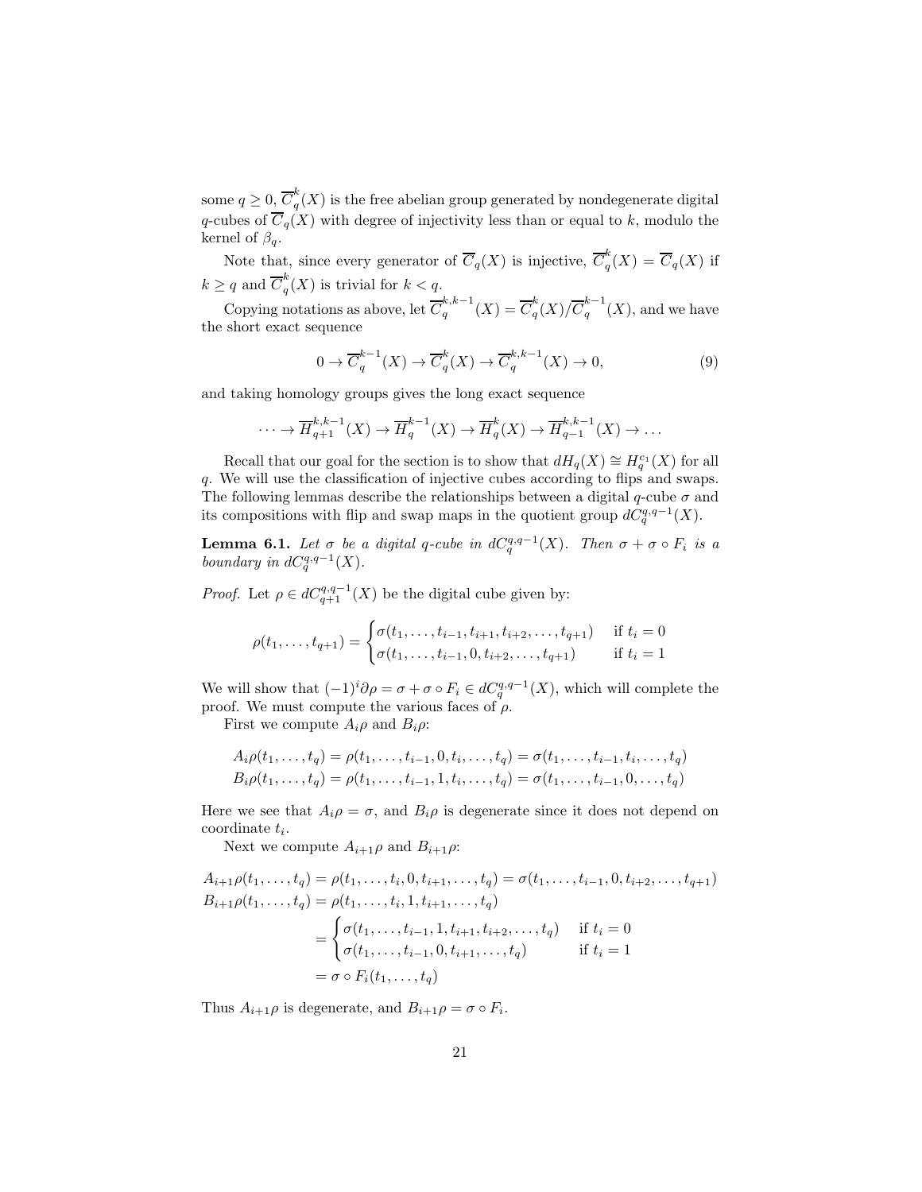some $q \geq 0$, $\overline{C}_q^k(X)$ is the free abelian group generated by nondegenerate digital $q$-cubes of $\overline{C}_q(X)$ with degree of injectivity less than or equal to $k$, modulo the kernel of $\beta_q$.

Note that, since every generator of $\overline{C}_q(X)$ is injective, $\overline{C}_q^k(X) = \overline{C}_q(X)$ if $k \geq q$ and $\overline{C}_q^k(X)$ is trivial for $k < q$.

Copying notations as above, let $\overline{C}_q^{k,k-1}(X) = \overline{C}_q^k(X)/\overline{C}_q^{k-1}(X)$, and we have the short exact sequence

$$0 \to \overline{C}_q^{k-1}(X) \to \overline{C}_q^k(X) \to \overline{C}_q^{k,k-1}(X) \to 0, \tag{9}$$

and taking homology groups gives the long exact sequence

$$\cdots \to \overline{H}_{q+1}^{k,k-1}(X) \to \overline{H}_q^{k-1}(X) \to \overline{H}_q^k(X) \to \overline{H}_{q-1}^{k,k-1}(X) \to \ldots$$

Recall that our goal for the section is to show that $dH_q(X) \cong H_q^{c_1}(X)$ for all $q$. We will use the classification of injective cubes according to flips and swaps. The following lemmas describe the relationships between a digital $q$-cube $\sigma$ and its compositions with flip and swap maps in the quotient group $dC_q^{q,q-1}(X)$.

**Lemma 6.1.** *Let $\sigma$ be a digital $q$-cube in $dC_q^{q,q-1}(X)$. Then $\sigma + \sigma \circ F_i$ is a boundary in $dC_q^{q,q-1}(X)$.*

*Proof.* Let $\rho \in dC_{q+1}^{q,q-1}(X)$ be the digital cube given by:

$$\rho(t_1, \ldots, t_{q+1}) = \begin{cases} \sigma(t_1, \ldots, t_{i-1}, t_{i+1}, t_{i+2}, \ldots, t_{q+1}) & \text{if } t_i = 0 \\ \sigma(t_1, \ldots, t_{i-1}, 0, t_{i+2}, \ldots, t_{q+1}) & \text{if } t_i = 1 \end{cases}$$

We will show that $(-1)^i \partial \rho = \sigma + \sigma \circ F_i \in dC_q^{q,q-1}(X)$, which will complete the proof. We must compute the various faces of $\rho$.

First we compute $A_i\rho$ and $B_i\rho$:

$$\begin{aligned} A_i\rho(t_1, \ldots, t_q) &= \rho(t_1, \ldots, t_{i-1}, 0, t_i, \ldots, t_q) = \sigma(t_1, \ldots, t_{i-1}, t_i, \ldots, t_q) \\ B_i\rho(t_1, \ldots, t_q) &= \rho(t_1, \ldots, t_{i-1}, 1, t_i, \ldots, t_q) = \sigma(t_1, \ldots, t_{i-1}, 0, \ldots, t_q) \end{aligned}$$

Here we see that $A_i\rho = \sigma$, and $B_i\rho$ is degenerate since it does not depend on coordinate $t_i$.

Next we compute $A_{i+1}\rho$ and $B_{i+1}\rho$:

$$\begin{aligned} A_{i+1}\rho(t_1, \ldots, t_q) &= \rho(t_1, \ldots, t_i, 0, t_{i+1}, \ldots, t_q) = \sigma(t_1, \ldots, t_{i-1}, 0, t_{i+2}, \ldots, t_{q+1}) \\ B_{i+1}\rho(t_1, \ldots, t_q) &= \rho(t_1, \ldots, t_i, 1, t_{i+1}, \ldots, t_q) \\ &= \begin{cases} \sigma(t_1, \ldots, t_{i-1}, 1, t_{i+1}, t_{i+2}, \ldots, t_q) & \text{if } t_i = 0 \\ \sigma(t_1, \ldots, t_{i-1}, 0, t_{i+1}, \ldots, t_q) & \text{if } t_i = 1 \end{cases} \\ &= \sigma \circ F_i(t_1, \ldots, t_q) \end{aligned}$$

Thus $A_{i+1}\rho$ is degenerate, and $B_{i+1}\rho = \sigma \circ F_i$.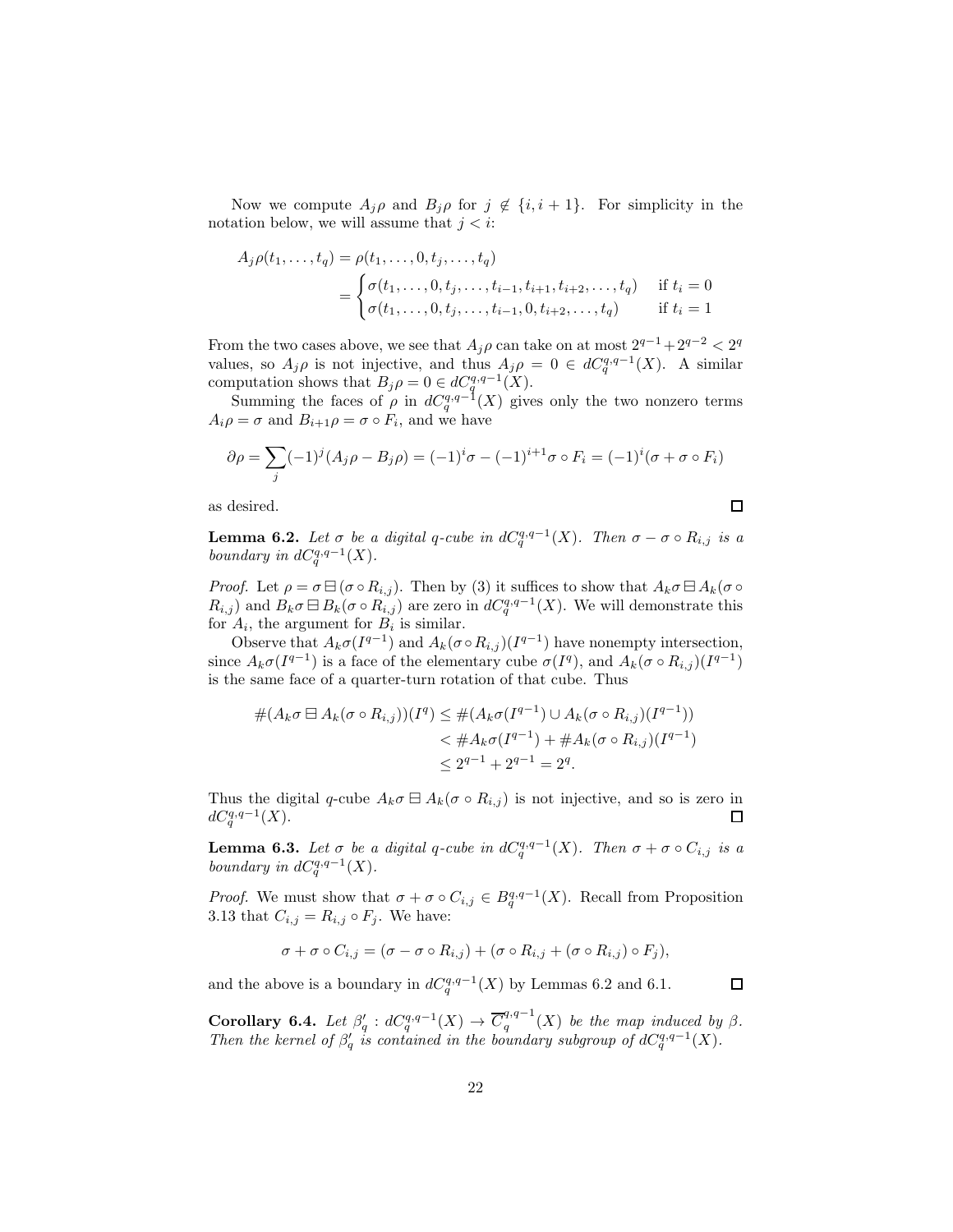Now we compute $A_j\rho$ and $B_j\rho$ for $j \notin \{i, i+1\}$. For simplicity in the notation below, we will assume that $j < i$:

$$
\begin{aligned}
A_j\rho(t_1, \ldots, t_q) &= \rho(t_1, \ldots, 0, t_j, \ldots, t_q) \\
&= \begin{cases} \sigma(t_1, \ldots, 0, t_j, \ldots, t_{i-1}, t_{i+1}, t_{i+2}, \ldots, t_q) & \text{if } t_i = 0 \\ \sigma(t_1, \ldots, 0, t_j, \ldots, t_{i-1}, 0, t_{i+2}, \ldots, t_q) & \text{if } t_i = 1 \end{cases}
\end{aligned}
$$

From the two cases above, we see that $A_j\rho$ can take on at most $2^{q-1} + 2^{q-2} < 2^q$ values, so $A_j\rho$ is not injective, and thus $A_j\rho = 0 \in dC_q^{q,q-1}(X)$. A similar computation shows that $B_j\rho = 0 \in dC_q^{q,q-1}(X)$.

Summing the faces of $\rho$ in $dC_q^{q,q-1}(X)$ gives only the two nonzero terms $A_i\rho = \sigma$ and $B_{i+1}\rho = \sigma \circ F_i$, and we have

$$
\partial\rho = \sum_j (-1)^j (A_j\rho - B_j\rho) = (-1)^i\sigma - (-1)^{i+1}\sigma \circ F_i = (-1)^i(\sigma + \sigma \circ F_i)
$$

as desired. ∎

**Lemma 6.2.** *Let $\sigma$ be a digital $q$-cube in $dC_q^{q,q-1}(X)$. Then $\sigma - \sigma \circ R_{i,j}$ is a boundary in $dC_q^{q,q-1}(X)$.*

*Proof.* Let $\rho = \sigma \boxminus (\sigma \circ R_{i,j})$. Then by (3) it suffices to show that $A_k\sigma \boxminus A_k(\sigma \circ R_{i,j})$ and $B_k\sigma \boxminus B_k(\sigma \circ R_{i,j})$ are zero in $dC_q^{q,q-1}(X)$. We will demonstrate this for $A_i$, the argument for $B_i$ is similar.

Observe that $A_k\sigma(I^{q-1})$ and $A_k(\sigma \circ R_{i,j})(I^{q-1})$ have nonempty intersection, since $A_k\sigma(I^{q-1})$ is a face of the elementary cube $\sigma(I^q)$, and $A_k(\sigma \circ R_{i,j})(I^{q-1})$ is the same face of a quarter-turn rotation of that cube. Thus

$$
\begin{aligned}
\#(A_k\sigma \boxminus A_k(\sigma \circ R_{i,j}))(I^q) &\leq \#(A_k\sigma(I^{q-1}) \cup A_k(\sigma \circ R_{i,j})(I^{q-1})) \\
&< \#A_k\sigma(I^{q-1}) + \#A_k(\sigma \circ R_{i,j})(I^{q-1}) \\
&\leq 2^{q-1} + 2^{q-1} = 2^q.
\end{aligned}
$$

Thus the digital $q$-cube $A_k\sigma \boxminus A_k(\sigma \circ R_{i,j})$ is not injective, and so is zero in $dC_q^{q,q-1}(X)$. ∎

**Lemma 6.3.** *Let $\sigma$ be a digital $q$-cube in $dC_q^{q,q-1}(X)$. Then $\sigma + \sigma \circ C_{i,j}$ is a boundary in $dC_q^{q,q-1}(X)$.*

*Proof.* We must show that $\sigma + \sigma \circ C_{i,j} \in B_q^{q,q-1}(X)$. Recall from Proposition 3.13 that $C_{i,j} = R_{i,j} \circ F_j$. We have:

$$
\sigma + \sigma \circ C_{i,j} = (\sigma - \sigma \circ R_{i,j}) + (\sigma \circ R_{i,j} + (\sigma \circ R_{i,j}) \circ F_j),
$$

and the above is a boundary in $dC_q^{q,q-1}(X)$ by Lemmas 6.2 and 6.1. ∎

**Corollary 6.4.** *Let $\beta'_q : dC_q^{q,q-1}(X) \to \overline{C}_q^{q,q-1}(X)$ be the map induced by $\beta$. Then the kernel of $\beta'_q$ is contained in the boundary subgroup of $dC_q^{q,q-1}(X)$.*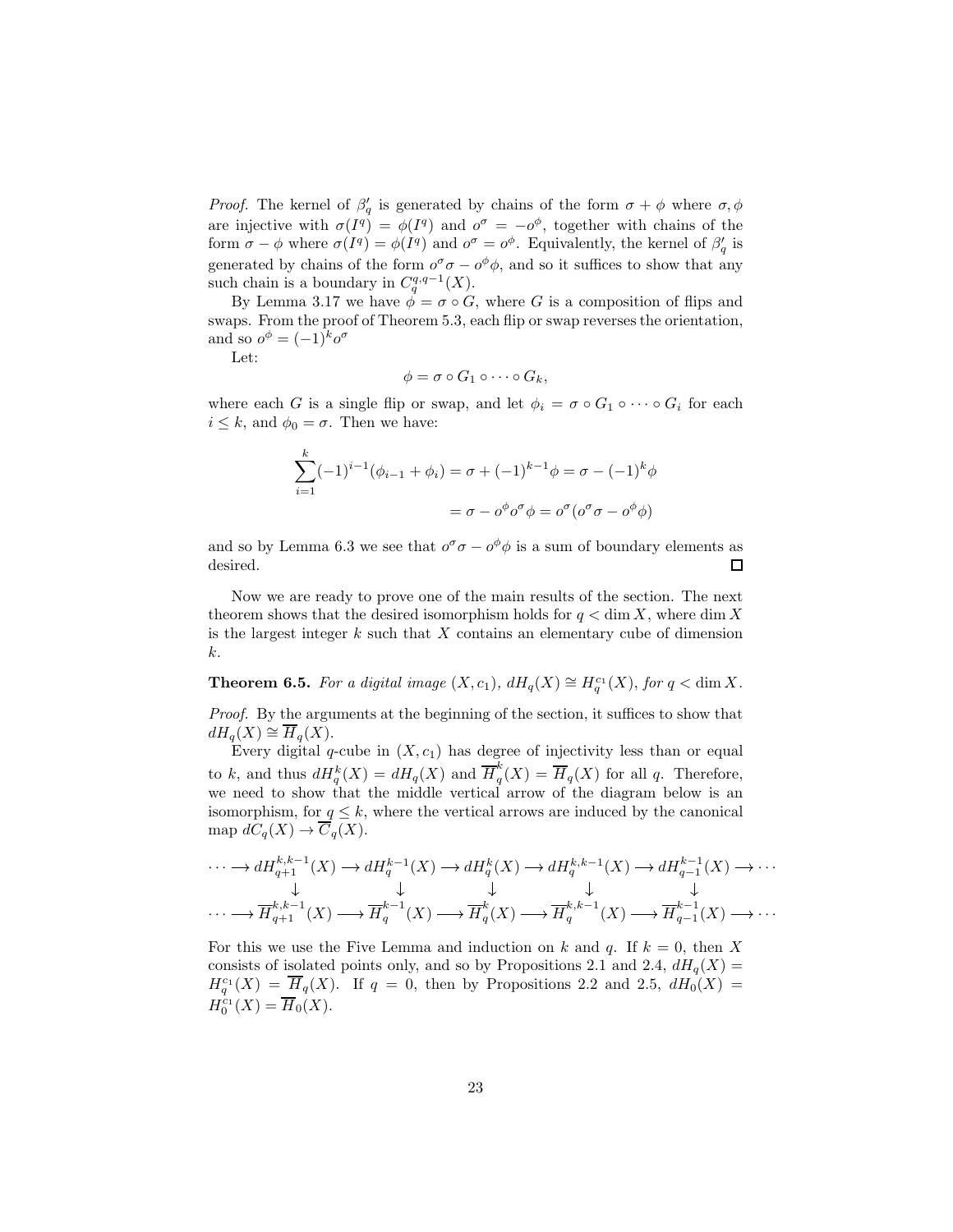*Proof.* The kernel of $\beta'_q$ is generated by chains of the form $\sigma + \phi$ where $\sigma, \phi$ are injective with $\sigma(I^q) = \phi(I^q)$ and $o^\sigma = -o^\phi$, together with chains of the form $\sigma - \phi$ where $\sigma(I^q) = \phi(I^q)$ and $o^\sigma = o^\phi$. Equivalently, the kernel of $\beta'_q$ is generated by chains of the form $o^\sigma\sigma - o^\phi\phi$, and so it suffices to show that any such chain is a boundary in $C_q^{q,q-1}(X)$.

By Lemma 3.17 we have $\phi = \sigma \circ G$, where $G$ is a composition of flips and swaps. From the proof of Theorem 5.3, each flip or swap reverses the orientation, and so $o^\phi = (-1)^k o^\sigma$

Let:

$$\phi = \sigma \circ G_1 \circ \cdots \circ G_k,$$

where each $G$ is a single flip or swap, and let $\phi_i = \sigma \circ G_1 \circ \cdots \circ G_i$ for each $i \leq k$, and $\phi_0 = \sigma$. Then we have:

$$\sum_{i=1}^{k}(-1)^{i-1}(\phi_{i-1} + \phi_i) = \sigma + (-1)^{k-1}\phi = \sigma - (-1)^k\phi$$

$$= \sigma - o^\phi o^\sigma \phi = o^\sigma(o^\sigma\sigma - o^\phi\phi)$$

and so by Lemma 6.3 we see that $o^\sigma\sigma - o^\phi\phi$ is a sum of boundary elements as desired. $\square$

Now we are ready to prove one of the main results of the section. The next theorem shows that the desired isomorphism holds for $q < \dim X$, where $\dim X$ is the largest integer $k$ such that $X$ contains an elementary cube of dimension $k$.

**Theorem 6.5.** *For a digital image $(X, c_1)$, $dH_q(X) \cong H_q^{c_1}(X)$, for $q < \dim X$.*

*Proof.* By the arguments at the beginning of the section, it suffices to show that $dH_q(X) \cong \overline{H}_q(X)$.

Every digital $q$-cube in $(X, c_1)$ has degree of injectivity less than or equal to $k$, and thus $dH_q^k(X) = dH_q(X)$ and $\overline{H}_q^k(X) = \overline{H}_q(X)$ for all $q$. Therefore, we need to show that the middle vertical arrow of the diagram below is an isomorphism, for $q \leq k$, where the vertical arrows are induced by the canonical map $dC_q(X) \to \overline{C}_q(X)$.

$$\begin{array}{ccccccccccc}
\cdots \longrightarrow & dH_{q+1}^{k,k-1}(X) & \longrightarrow & dH_q^{k-1}(X) & \longrightarrow & dH_q^k(X) & \longrightarrow & dH_q^{k,k-1}(X) & \longrightarrow & dH_{q-1}^{k-1}(X) & \longrightarrow \cdots \\
& \downarrow & & \downarrow & & \downarrow & & \downarrow & & \downarrow & \\
\cdots \longrightarrow & \overline{H}_{q+1}^{k,k-1}(X) & \longrightarrow & \overline{H}_q^{k-1}(X) & \longrightarrow & \overline{H}_q^k(X) & \longrightarrow & \overline{H}_q^{k,k-1}(X) & \longrightarrow & \overline{H}_{q-1}^{k-1}(X) & \longrightarrow \cdots
\end{array}$$

For this we use the Five Lemma and induction on $k$ and $q$. If $k = 0$, then $X$ consists of isolated points only, and so by Propositions 2.1 and 2.4, $dH_q(X) = H_q^{c_1}(X) = \overline{H}_q(X)$. If $q = 0$, then by Propositions 2.2 and 2.5, $dH_0(X) = H_0^{c_1}(X) = \overline{H}_0(X)$.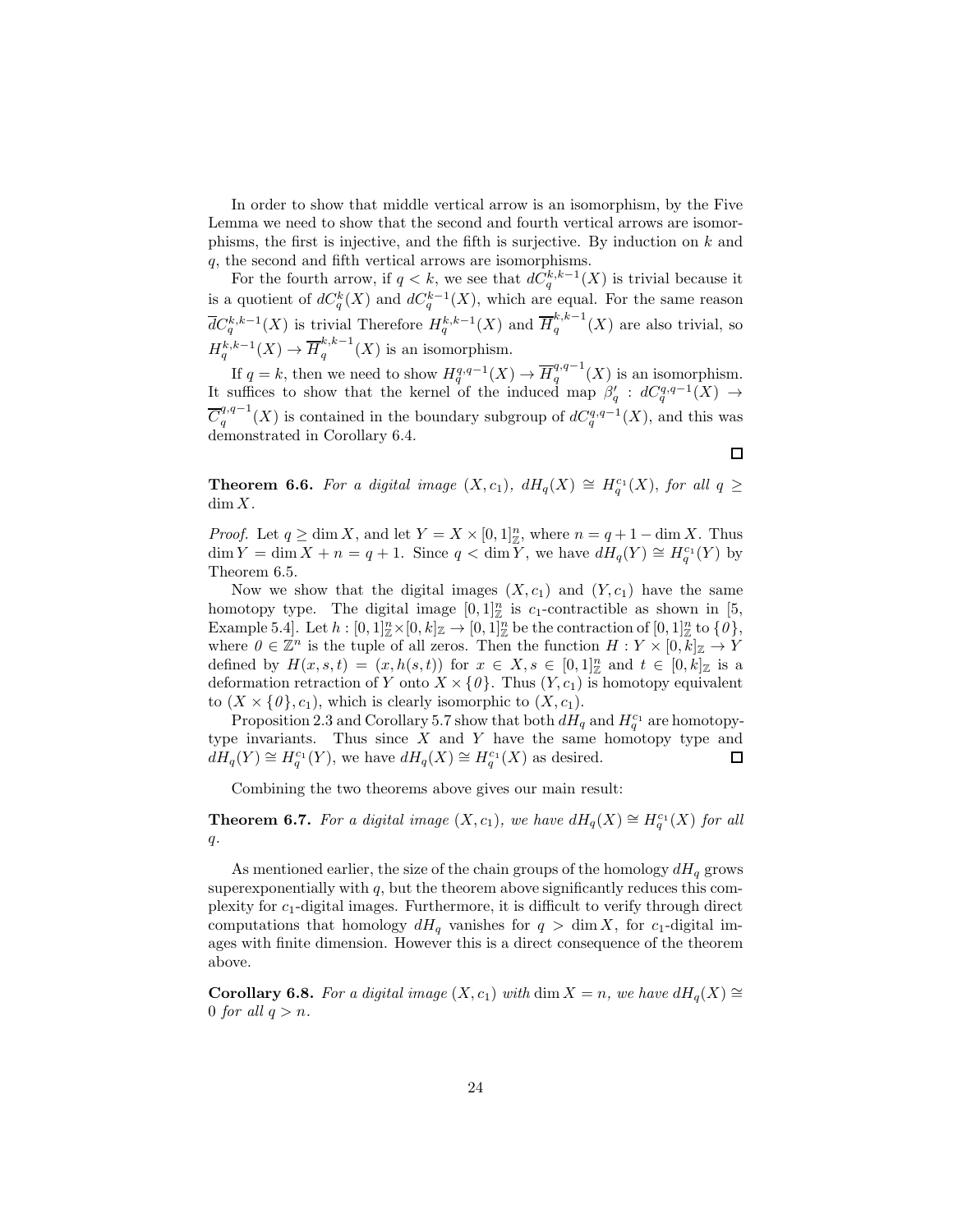In order to show that middle vertical arrow is an isomorphism, by the Five Lemma we need to show that the second and fourth vertical arrows are isomorphisms, the first is injective, and the fifth is surjective. By induction on $k$ and $q$, the second and fifth vertical arrows are isomorphisms.

For the fourth arrow, if $q < k$, we see that $dC_q^{k,k-1}(X)$ is trivial because it is a quotient of $dC_q^k(X)$ and $dC_q^{k-1}(X)$, which are equal. For the same reason $\overline{d}C_q^{k,k-1}(X)$ is trivial Therefore $H_q^{k,k-1}(X)$ and $\overline{H}_q^{k,k-1}(X)$ are also trivial, so $H_q^{k,k-1}(X) \to \overline{H}_q^{k,k-1}(X)$ is an isomorphism.

If $q = k$, then we need to show $H_q^{q,q-1}(X) \to \overline{H}_q^{q,q-1}(X)$ is an isomorphism. It suffices to show that the kernel of the induced map $\beta_q' : dC_q^{q,q-1}(X) \to \overline{C}_q^{q,q-1}(X)$ is contained in the boundary subgroup of $dC_q^{q,q-1}(X)$, and this was demonstrated in Corollary 6.4. $\square$

**Theorem 6.6.** *For a digital image $(X, c_1)$, $dH_q(X) \cong H_q^{c_1}(X)$, for all $q \geq \dim X$.*

*Proof.* Let $q \geq \dim X$, and let $Y = X \times [0,1]_{\mathbb{Z}}^n$, where $n = q + 1 - \dim X$. Thus $\dim Y = \dim X + n = q + 1$. Since $q < \dim Y$, we have $dH_q(Y) \cong H_q^{c_1}(Y)$ by Theorem 6.5.

Now we show that the digital images $(X, c_1)$ and $(Y, c_1)$ have the same homotopy type. The digital image $[0,1]_{\mathbb{Z}}^n$ is $c_1$-contractible as shown in [5, Example 5.4]. Let $h : [0,1]_{\mathbb{Z}}^n \times [0,k]_{\mathbb{Z}} \to [0,1]_{\mathbb{Z}}^n$ be the contraction of $[0,1]_{\mathbb{Z}}^n$ to $\{0\}$, where $0 \in \mathbb{Z}^n$ is the tuple of all zeros. Then the function $H : Y \times [0,k]_{\mathbb{Z}} \to Y$ defined by $H(x, s, t) = (x, h(s,t))$ for $x \in X, s \in [0,1]_{\mathbb{Z}}^n$ and $t \in [0,k]_{\mathbb{Z}}$ is a deformation retraction of $Y$ onto $X \times \{0\}$. Thus $(Y, c_1)$ is homotopy equivalent to $(X \times \{0\}, c_1)$, which is clearly isomorphic to $(X, c_1)$.

Proposition 2.3 and Corollary 5.7 show that both $dH_q$ and $H_q^{c_1}$ are homotopy-type invariants. Thus since $X$ and $Y$ have the same homotopy type and $dH_q(Y) \cong H_q^{c_1}(Y)$, we have $dH_q(X) \cong H_q^{c_1}(X)$ as desired. $\square$

Combining the two theorems above gives our main result:

**Theorem 6.7.** *For a digital image $(X, c_1)$, we have $dH_q(X) \cong H_q^{c_1}(X)$ for all $q$.*

As mentioned earlier, the size of the chain groups of the homology $dH_q$ grows superexponentially with $q$, but the theorem above significantly reduces this complexity for $c_1$-digital images. Furthermore, it is difficult to verify through direct computations that homology $dH_q$ vanishes for $q > \dim X$, for $c_1$-digital images with finite dimension. However this is a direct consequence of the theorem above.

**Corollary 6.8.** *For a digital image $(X, c_1)$ with $\dim X = n$, we have $dH_q(X) \cong 0$ for all $q > n$.*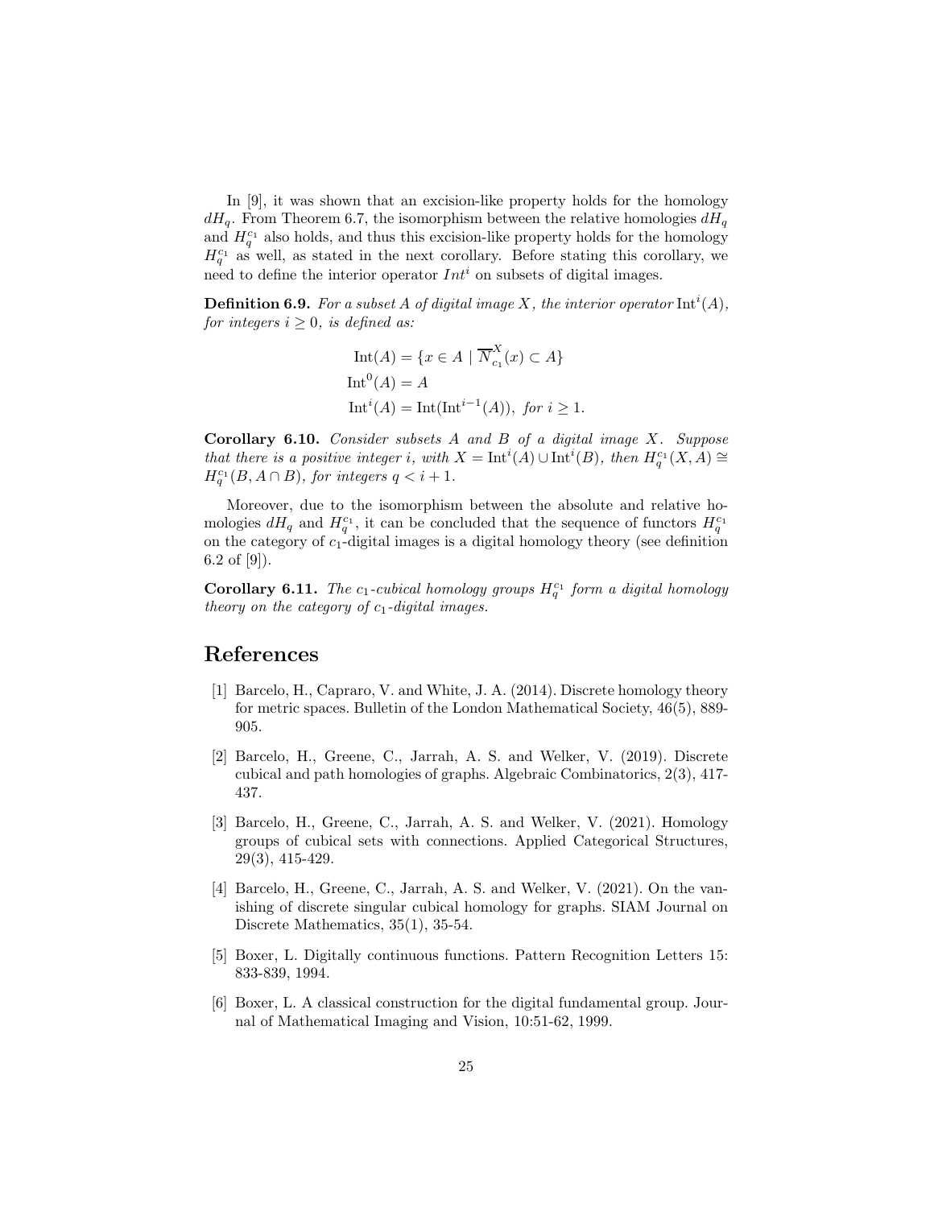In [9], it was shown that an excision-like property holds for the homology $dH_q$. From Theorem 6.7, the isomorphism between the relative homologies $dH_q$ and $H_q^{c_1}$ also holds, and thus this excision-like property holds for the homology $H_q^{c_1}$ as well, as stated in the next corollary. Before stating this corollary, we need to define the interior operator $Int^i$ on subsets of digital images.

**Definition 6.9.** *For a subset $A$ of digital image $X$, the interior operator $\mathrm{Int}^i(A)$, for integers $i \geq 0$, is defined as:*

$$
\begin{aligned}
\mathrm{Int}(A) &= \{x \in A \mid \overline{N}^X_{c_1}(x) \subset A\} \\
\mathrm{Int}^0(A) &= A \\
\mathrm{Int}^i(A) &= \mathrm{Int}(\mathrm{Int}^{i-1}(A)), \text{ for } i \geq 1.
\end{aligned}
$$

**Corollary 6.10.** *Consider subsets $A$ and $B$ of a digital image $X$. Suppose that there is a positive integer $i$, with $X = \mathrm{Int}^i(A) \cup \mathrm{Int}^i(B)$, then $H_q^{c_1}(X, A) \cong H_q^{c_1}(B, A \cap B)$, for integers $q < i + 1$.*

Moreover, due to the isomorphism between the absolute and relative homologies $dH_q$ and $H_q^{c_1}$, it can be concluded that the sequence of functors $H_q^{c_1}$ on the category of $c_1$-digital images is a digital homology theory (see definition 6.2 of [9]).

**Corollary 6.11.** *The $c_1$-cubical homology groups $H_q^{c_1}$ form a digital homology theory on the category of $c_1$-digital images.*

# References

[1] Barcelo, H., Capraro, V. and White, J. A. (2014). Discrete homology theory for metric spaces. Bulletin of the London Mathematical Society, 46(5), 889-905.

[2] Barcelo, H., Greene, C., Jarrah, A. S. and Welker, V. (2019). Discrete cubical and path homologies of graphs. Algebraic Combinatorics, 2(3), 417-437.

[3] Barcelo, H., Greene, C., Jarrah, A. S. and Welker, V. (2021). Homology groups of cubical sets with connections. Applied Categorical Structures, 29(3), 415-429.

[4] Barcelo, H., Greene, C., Jarrah, A. S. and Welker, V. (2021). On the vanishing of discrete singular cubical homology for graphs. SIAM Journal on Discrete Mathematics, 35(1), 35-54.

[5] Boxer, L. Digitally continuous functions. Pattern Recognition Letters 15: 833-839, 1994.

[6] Boxer, L. A classical construction for the digital fundamental group. Journal of Mathematical Imaging and Vision, 10:51-62, 1999.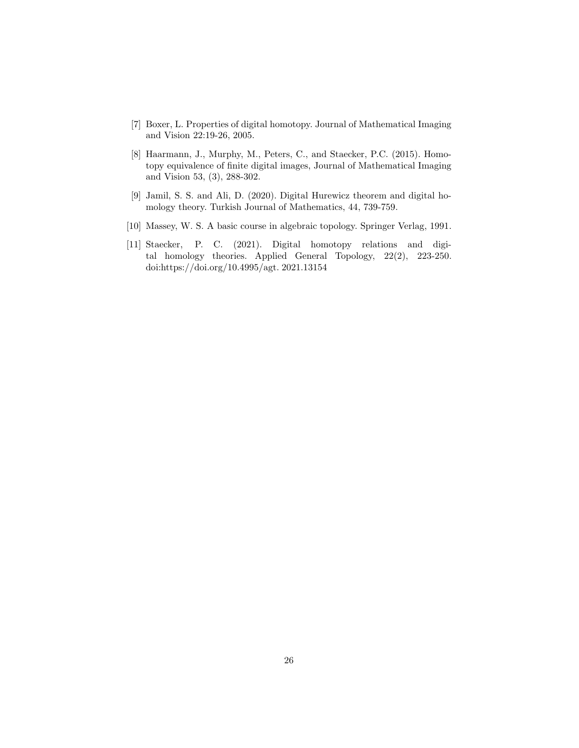[7] Boxer, L. Properties of digital homotopy. Journal of Mathematical Imaging and Vision 22:19-26, 2005.

[8] Haarmann, J., Murphy, M., Peters, C., and Staecker, P.C. (2015). Homotopy equivalence of finite digital images, Journal of Mathematical Imaging and Vision 53, (3), 288-302.

[9] Jamil, S. S. and Ali, D. (2020). Digital Hurewicz theorem and digital homology theory. Turkish Journal of Mathematics, 44, 739-759.

[10] Massey, W. S. A basic course in algebraic topology. Springer Verlag, 1991.

[11] Staecker, P. C. (2021). Digital homotopy relations and digital homology theories. Applied General Topology, 22(2), 223-250. doi:https://doi.org/10.4995/agt. 2021.13154